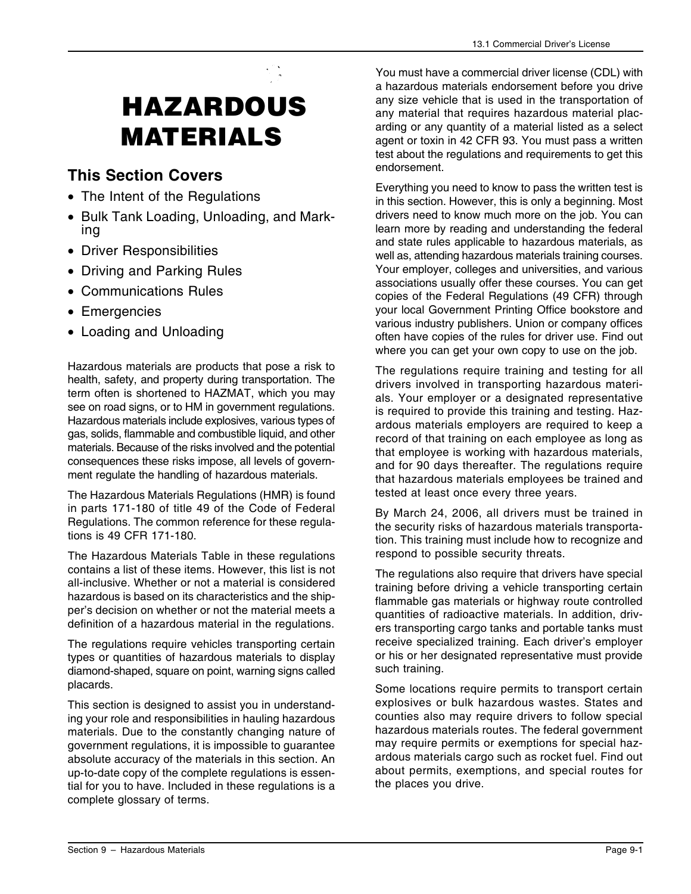# HAZARDOUS MATERIALS

## This Section Covers

- The Intent of the Regulations
- Bulk Tank Loading, Unloading, and Marking
- Driver Responsibilities
- Driving and Parking Rules
- Communications Rules
- Emergencies
- Loading and Unloading

Hazardous materials are products that pose a risk to health, safety, and property during transportation. The term often is shortened to HAZMAT, which you may see on road signs, or to HM in government regulations. Hazardous materials include explosives, various types of gas, solids, flammable and combustible liquid, and other materials. Because of the risks involved and the potential consequences these risks impose, all levels of government regulate the handling of hazardous materials.

The Hazardous Materials Regulations (HMR) is found in parts 171-180 of title 49 of the Code of Federal Regulations. The common reference for these regulations is 49 CFR 171-180.

The Hazardous Materials Table in these regulations contains a list of these items. However, this list is not all-inclusive. Whether or not a material is considered hazardous is based on its characteristics and the shipper's decision on whether or not the material meets a definition of a hazardous material in the regulations.

The regulations require vehicles transporting certain types or quantities of hazardous materials to display diamond-shaped, square on point, warning signs called placards.

This section is designed to assist you in understanding your role and responsibilities in hauling hazardous materials. Due to the constantly changing nature of government regulations, it is impossible to guarantee absolute accuracy of the materials in this section. An up-to-date copy of the complete regulations is essential for you to have. Included in these regulations is a complete glossary of terms.

You must have a commercial driver license (CDL) with a hazardous materials endorsement before you drive any size vehicle that is used in the transportation of any material that requires hazardous material placarding or any quantity of a material listed as a select agent or toxin in 42 CFR 93. You must pass a written test about the regulations and requirements to get this endorsement.

Everything you need to know to pass the written test is in this section. However, this is only a beginning. Most drivers need to know much more on the job. You can learn more by reading and understanding the federal and state rules applicable to hazardous materials, as well as, attending hazardous materials training courses. Your employer, colleges and universities, and various associations usually offer these courses. You can get copies of the Federal Regulations (49 CFR) through your local Government Printing Office bookstore and various industry publishers. Union or company offices often have copies of the rules for driver use. Find out where you can get your own copy to use on the job.

The regulations require training and testing for all drivers involved in transporting hazardous materials. Your employer or a designated representative is required to provide this training and testing. Hazardous materials employers are required to keep a record of that training on each employee as long as that employee is working with hazardous materials, and for 90 days thereafter. The regulations require that hazardous materials employees be trained and tested at least once every three years.

By March 24, 2006, all drivers must be trained in the security risks of hazardous materials transportation. This training must include how to recognize and respond to possible security threats.

The regulations also require that drivers have special training before driving a vehicle transporting certain flammable gas materials or highway route controlled quantities of radioactive materials. In addition, drivers transporting cargo tanks and portable tanks must receive specialized training. Each driver's employer or his or her designated representative must provide such training.

Some locations require permits to transport certain explosives or bulk hazardous wastes. States and counties also may require drivers to follow special hazardous materials routes. The federal government may require permits or exemptions for special hazardous materials cargo such as rocket fuel. Find out about permits, exemptions, and special routes for the places you drive.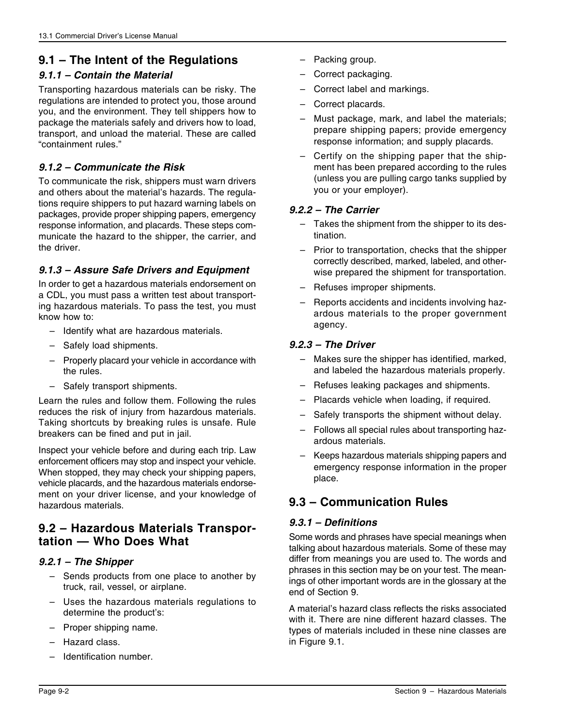## 9.1 – The Intent of the Regulations

### *9.1.1 – Contain the Material*

Transporting hazardous materials can be risky. The regulations are intended to protect you, those around you, and the environment. They tell shippers how to package the materials safely and drivers how to load, transport, and unload the material. These are called "containment rules."

### *9.1.2 – Communicate the Risk*

To communicate the risk, shippers must warn drivers and others about the material's hazards. The regulations require shippers to put hazard warning labels on packages, provide proper shipping papers, emergency response information, and placards. These steps communicate the hazard to the shipper, the carrier, and the driver.

### *9.1.3 – Assure Safe Drivers and Equipment*

In order to get a hazardous materials endorsement on a CDL, you must pass a written test about transporting hazardous materials. To pass the test, you must know how to:

- Identify what are hazardous materials.
- Safely load shipments.
- Properly placard your vehicle in accordance with the rules.
- Safely transport shipments.

Learn the rules and follow them. Following the rules reduces the risk of injury from hazardous materials. Taking shortcuts by breaking rules is unsafe. Rule breakers can be fined and put in jail.

Inspect your vehicle before and during each trip. Law enforcement officers may stop and inspect your vehicle. When stopped, they may check your shipping papers, vehicle placards, and the hazardous materials endorsement on your driver license, and your knowledge of hazardous materials.

## 9.2 – Hazardous Materials Transportation — Who Does What

### *9.2.1 – The Shipper*

- Sends products from one place to another by truck, rail, vessel, or airplane.
- Uses the hazardous materials regulations to determine the product's:
- Proper shipping name.
- Hazard class.
- Identification number.
- Packing group.
- Correct packaging.
- Correct label and markings.
- Correct placards.
- Must package, mark, and label the materials; prepare shipping papers; provide emergency response information; and supply placards.
- Certify on the shipping paper that the shipment has been prepared according to the rules (unless you are pulling cargo tanks supplied by you or your employer).

### *9.2.2 – The Carrier*

- Takes the shipment from the shipper to its destination.
- Prior to transportation, checks that the shipper correctly described, marked, labeled, and otherwise prepared the shipment for transportation.
- Refuses improper shipments.
- Reports accidents and incidents involving hazardous materials to the proper government agency.

### *9.2.3 – The Driver*

- Makes sure the shipper has identified, marked, and labeled the hazardous materials properly.
- Refuses leaking packages and shipments.
- Placards vehicle when loading, if required.
- Safely transports the shipment without delay.
- Follows all special rules about transporting hazardous materials.
- Keeps hazardous materials shipping papers and emergency response information in the proper place.

## 9.3 – Communication Rules

### *9.3.1 – Definitions*

Some words and phrases have special meanings when talking about hazardous materials. Some of these may differ from meanings you are used to. The words and phrases in this section may be on your test. The meanings of other important words are in the glossary at the end of Section 9.

A material's hazard class reflects the risks associated with it. There are nine different hazard classes. The types of materials included in these nine classes are in Figure 9.1.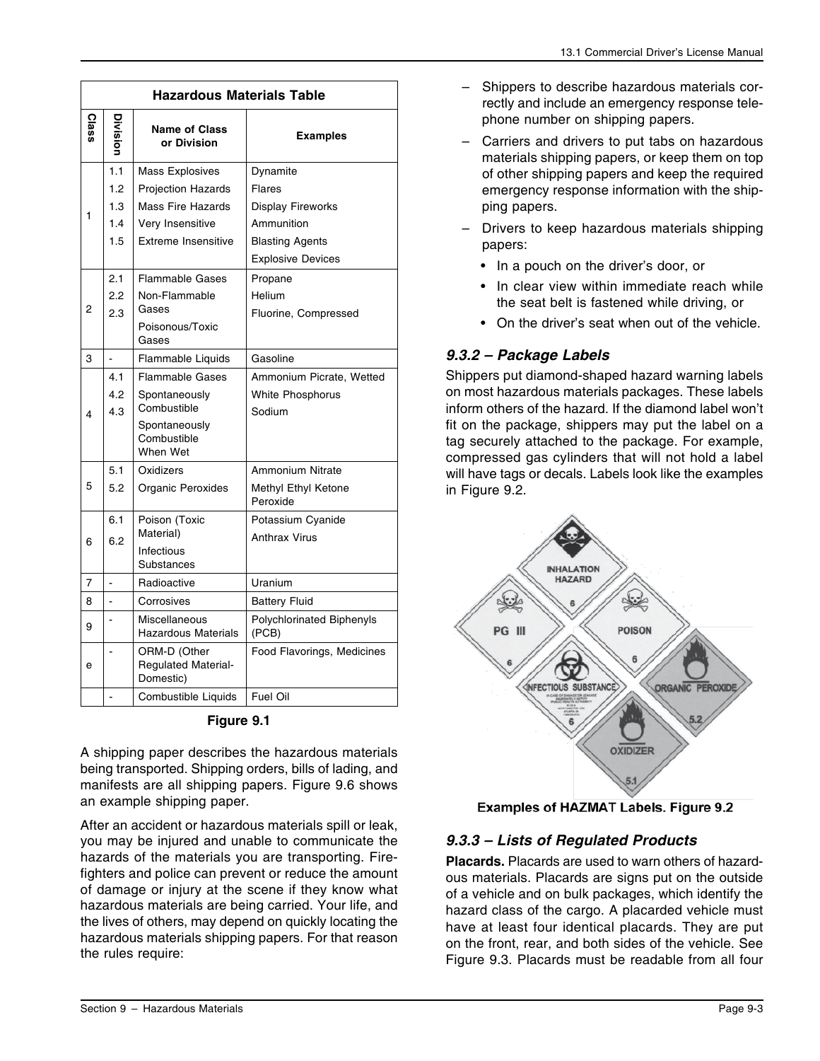| Class | Division | Name of Class or Division | Examples |
|---|---|---|---|
| **Hazardous Materials Table** | | | |
| 1 | 1.1 | Mass Explosives | Dynamite |
| | 1.2 | Projection Hazards | Flares |
| | 1.3 | Mass Fire Hazards | Display Fireworks |
| | 1.4 | Very Insensitive | Ammunition |
| | 1.5 | Extreme Insensitive | Blasting Agents |
| | | | Explosive Devices |
| 2 | 2.1 | Flammable Gases | Propane |
| | 2.2 | Non-Flammable Gases | Helium |
| | 2.3 | Poisonous/Toxic Gases | Fluorine, Compressed |
| 3 | - | Flammable Liquids | Gasoline |
| 4 | 4.1 | Flammable Gases | Ammonium Picrate, Wetted |
| | 4.2 | Spontaneously Combustible | White Phosphorus |
| | 4.3 | Spontaneously Combustible When Wet | Sodium |
| 5 | 5.1 | Oxidizers | Ammonium Nitrate |
| | 5.2 | Organic Peroxides | Methyl Ethyl Ketone Peroxide |
| 6 | 6.1 | Poison (Toxic Material) | Potassium Cyanide |
| | 6.2 | Infectious Substances | Anthrax Virus |
| 7 | - | Radioactive | Uranium |
| 8 | - | Corrosives | Battery Fluid |
| 9 | - | Miscellaneous Hazardous Materials | Polychlorinated Biphenyls (PCB) |
| e | - | ORM-D (Other Regulated Material-Domestic) | Food Flavorings, Medicines |
| | - | Combustible Liquids | Fuel Oil |

**Figure 9.1**

A shipping paper describes the hazardous materials being transported. Shipping orders, bills of lading, and manifests are all shipping papers. Figure 9.6 shows an example shipping paper.

After an accident or hazardous materials spill or leak, you may be injured and unable to communicate the hazards of the materials you are transporting. Firefighters and police can prevent or reduce the amount of damage or injury at the scene if they know what hazardous materials are being carried. Your life, and the lives of others, may depend on quickly locating the hazardous materials shipping papers. For that reason the rules require:

- Shippers to describe hazardous materials correctly and include an emergency response telephone number on shipping papers.
- Carriers and drivers to put tabs on hazardous materials shipping papers, or keep them on top of other shipping papers and keep the required emergency response information with the shipping papers.
- Drivers to keep hazardous materials shipping papers:
  - In a pouch on the driver's door, or
  - In clear view within immediate reach while the seat belt is fastened while driving, or
  - On the driver's seat when out of the vehicle.

### 9.3.2 – Package Labels

Shippers put diamond-shaped hazard warning labels on most hazardous materials packages. These labels inform others of the hazard. If the diamond label won't fit on the package, shippers may put the label on a tag securely attached to the package. For example, compressed gas cylinders that will not hold a label will have tags or decals. Labels look like the examples in Figure 9.2.

**Examples of HAZMAT Labels. Figure 9.2**

### 9.3.3 – Lists of Regulated Products

**Placards.** Placards are used to warn others of hazardous materials. Placards are signs put on the outside of a vehicle and on bulk packages, which identify the hazard class of the cargo. A placarded vehicle must have at least four identical placards. They are put on the front, rear, and both sides of the vehicle. See Figure 9.3. Placards must be readable from all four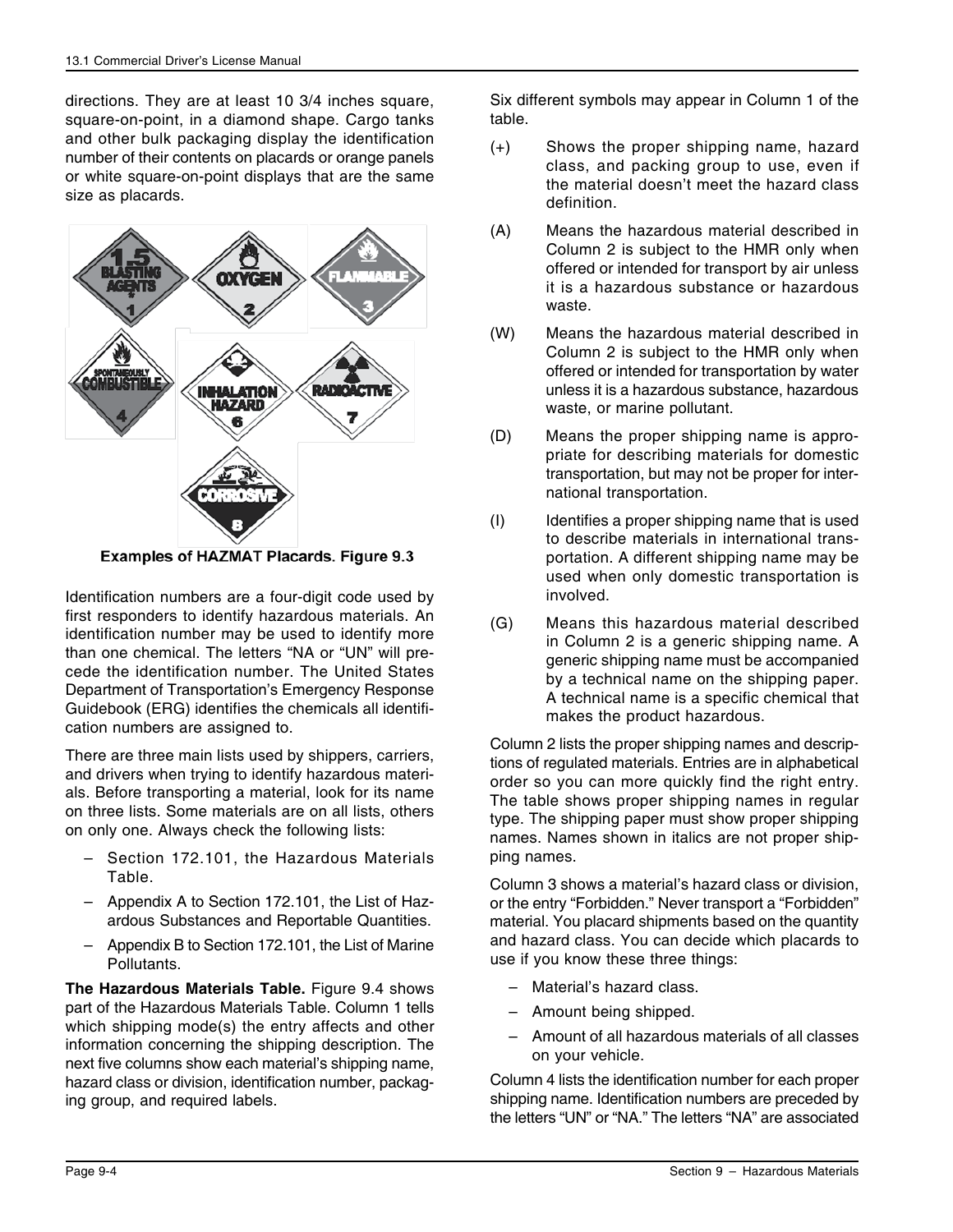directions. They are at least 10 3/4 inches square, square-on-point, in a diamond shape. Cargo tanks and other bulk packaging display the identification number of their contents on placards or orange panels or white square-on-point displays that are the same size as placards.

**Examples of HAZMAT Placards. Figure 9.3**

Identification numbers are a four-digit code used by first responders to identify hazardous materials. An identification number may be used to identify more than one chemical. The letters "NA or "UN" will precede the identification number. The United States Department of Transportation's Emergency Response Guidebook (ERG) identifies the chemicals all identification numbers are assigned to.

There are three main lists used by shippers, carriers, and drivers when trying to identify hazardous materials. Before transporting a material, look for its name on three lists. Some materials are on all lists, others on only one. Always check the following lists:

- Section 172.101, the Hazardous Materials Table.
- Appendix A to Section 172.101, the List of Hazardous Substances and Reportable Quantities.
- Appendix B to Section 172.101, the List of Marine Pollutants.

**The Hazardous Materials Table.** Figure 9.4 shows part of the Hazardous Materials Table. Column 1 tells which shipping mode(s) the entry affects and other information concerning the shipping description. The next five columns show each material's shipping name, hazard class or division, identification number, packaging group, and required labels.

Six different symbols may appear in Column 1 of the table.

- (+) Shows the proper shipping name, hazard class, and packing group to use, even if the material doesn't meet the hazard class definition.
- (A) Means the hazardous material described in Column 2 is subject to the HMR only when offered or intended for transport by air unless it is a hazardous substance or hazardous waste.
- (W) Means the hazardous material described in Column 2 is subject to the HMR only when offered or intended for transportation by water unless it is a hazardous substance, hazardous waste, or marine pollutant.
- (D) Means the proper shipping name is appropriate for describing materials for domestic transportation, but may not be proper for international transportation.
- (I) Identifies a proper shipping name that is used to describe materials in international transportation. A different shipping name may be used when only domestic transportation is involved.
- (G) Means this hazardous material described in Column 2 is a generic shipping name. A generic shipping name must be accompanied by a technical name on the shipping paper. A technical name is a specific chemical that makes the product hazardous.

Column 2 lists the proper shipping names and descriptions of regulated materials. Entries are in alphabetical order so you can more quickly find the right entry. The table shows proper shipping names in regular type. The shipping paper must show proper shipping names. Names shown in italics are not proper shipping names.

Column 3 shows a material's hazard class or division, or the entry "Forbidden." Never transport a "Forbidden" material. You placard shipments based on the quantity and hazard class. You can decide which placards to use if you know these three things:

- Material's hazard class.
- Amount being shipped.
- Amount of all hazardous materials of all classes on your vehicle.

Column 4 lists the identification number for each proper shipping name. Identification numbers are preceded by the letters "UN" or "NA." The letters "NA" are associated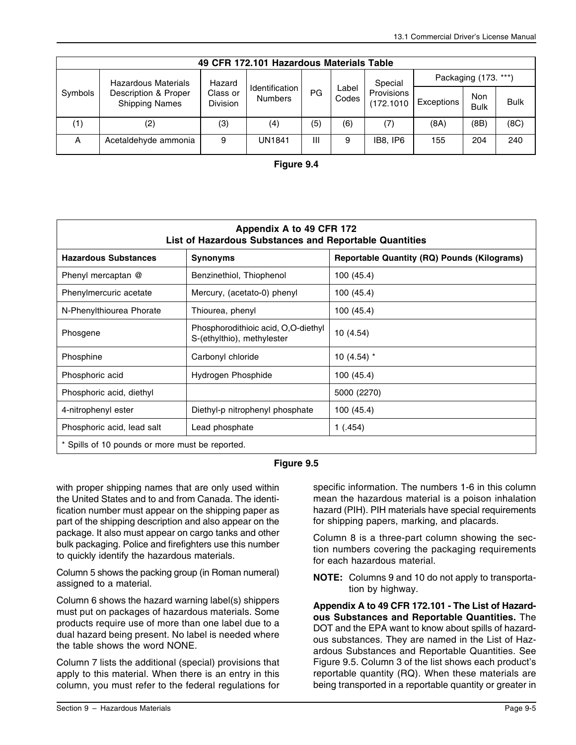| 49 CFR 172.101 Hazardous Materials Table | | | | | | | | | |
|---|---|---|---|---|---|---|---|---|---|
| Symbols | Hazardous Materials Description & Proper Shipping Names | Hazard Class or Division | Identification Numbers | PG | Label Codes | Special Provisions (172.1010 | Packaging (173. ***) | | |
| | | | | | | | Exceptions | Non Bulk | Bulk |
| (1) | (2) | (3) | (4) | (5) | (6) | (7) | (8A) | (8B) | (8C) |
| A | Acetaldehyde ammonia | 9 | UN1841 | III | 9 | IB8, IP6 | 155 | 204 | 240 |

**Figure 9.4**

| Appendix A to 49 CFR 172 List of Hazardous Substances and Reportable Quantities | | |
|---|---|---|
| **Hazardous Substances** | **Synonyms** | **Reportable Quantity (RQ) Pounds (Kilograms)** |
| Phenyl mercaptan @ | Benzinethiol, Thiophenol | 100 (45.4) |
| Phenylmercuric acetate | Mercury, (acetato-0) phenyl | 100 (45.4) |
| N-Phenylthiourea Phorate | Thiourea, phenyl | 100 (45.4) |
| Phosgene | Phosphorodithioic acid, O,O-diethyl S-(ethylthio), methylester | 10 (4.54) |
| Phosphine | Carbonyl chloride | 10 (4.54) * |
| Phosphoric acid | Hydrogen Phosphide | 100 (45.4) |
| Phosphoric acid, diethyl | | 5000 (2270) |
| 4-nitrophenyl ester | Diethyl-p nitrophenyl phosphate | 100 (45.4) |
| Phosphoric acid, lead salt | Lead phosphate | 1 (.454) |
| * Spills of 10 pounds or more must be reported. | | |

**Figure 9.5**

with proper shipping names that are only used within the United States and to and from Canada. The identification number must appear on the shipping paper as part of the shipping description and also appear on the package. It also must appear on cargo tanks and other bulk packaging. Police and firefighters use this number to quickly identify the hazardous materials.

Column 5 shows the packing group (in Roman numeral) assigned to a material.

Column 6 shows the hazard warning label(s) shippers must put on packages of hazardous materials. Some products require use of more than one label due to a dual hazard being present. No label is needed where the table shows the word NONE.

Column 7 lists the additional (special) provisions that apply to this material. When there is an entry in this column, you must refer to the federal regulations for specific information. The numbers 1-6 in this column mean the hazardous material is a poison inhalation hazard (PIH). PIH materials have special requirements for shipping papers, marking, and placards.

Column 8 is a three-part column showing the section numbers covering the packaging requirements for each hazardous material.

**NOTE:** Columns 9 and 10 do not apply to transportation by highway.

**Appendix A to 49 CFR 172.101 - The List of Hazardous Substances and Reportable Quantities.** The DOT and the EPA want to know about spills of hazardous substances. They are named in the List of Hazardous Substances and Reportable Quantities. See Figure 9.5. Column 3 of the list shows each product's reportable quantity (RQ). When these materials are being transported in a reportable quantity or greater in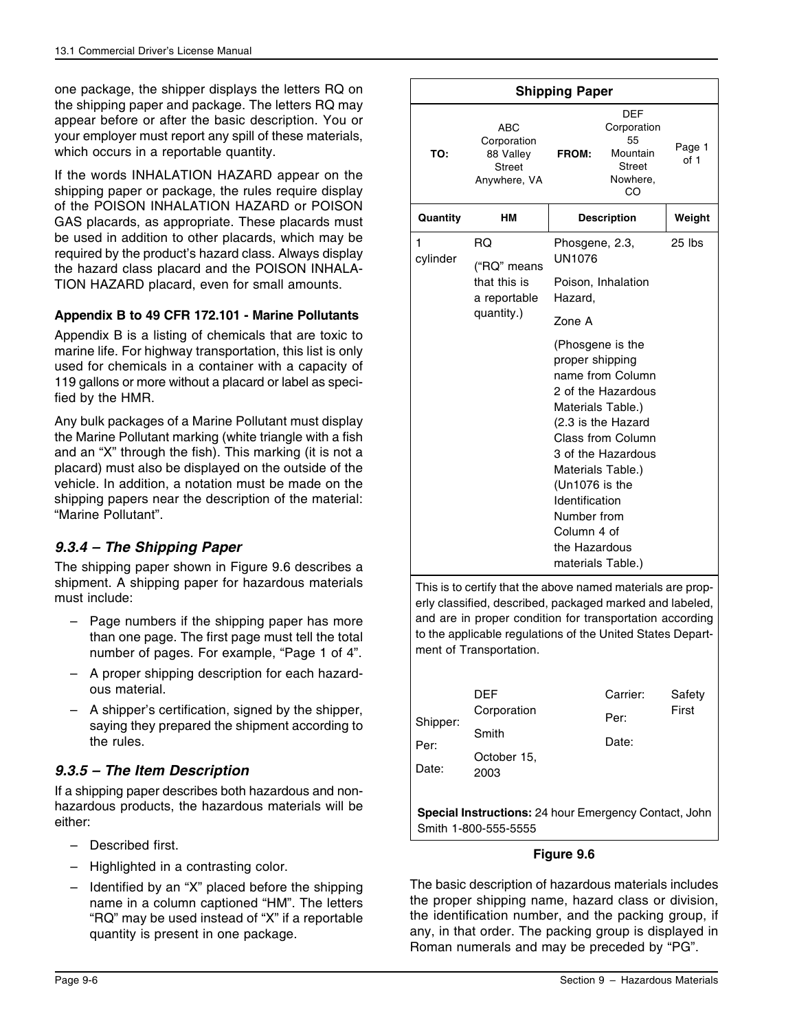one package, the shipper displays the letters RQ on the shipping paper and package. The letters RQ may appear before or after the basic description. You or your employer must report any spill of these materials, which occurs in a reportable quantity.

If the words INHALATION HAZARD appear on the shipping paper or package, the rules require display of the POISON INHALATION HAZARD or POISON GAS placards, as appropriate. These placards must be used in addition to other placards, which may be required by the product's hazard class. Always display the hazard class placard and the POISON INHALATION HAZARD placard, even for small amounts.

**Appendix B to 49 CFR 172.101 - Marine Pollutants**

Appendix B is a listing of chemicals that are toxic to marine life. For highway transportation, this list is only used for chemicals in a container with a capacity of 119 gallons or more without a placard or label as specified by the HMR.

Any bulk packages of a Marine Pollutant must display the Marine Pollutant marking (white triangle with a fish and an "X" through the fish). This marking (it is not a placard) must also be displayed on the outside of the vehicle. In addition, a notation must be made on the shipping papers near the description of the material: "Marine Pollutant".

### *9.3.4 – The Shipping Paper*

The shipping paper shown in Figure 9.6 describes a shipment. A shipping paper for hazardous materials must include:

- Page numbers if the shipping paper has more than one page. The first page must tell the total number of pages. For example, "Page 1 of 4".
- A proper shipping description for each hazardous material.
- A shipper's certification, signed by the shipper, saying they prepared the shipment according to the rules.

### *9.3.5 – The Item Description*

If a shipping paper describes both hazardous and non-hazardous products, the hazardous materials will be either:

- Described first.
- Highlighted in a contrasting color.
- Identified by an "X" placed before the shipping name in a column captioned "HM". The letters "RQ" may be used instead of "X" if a reportable quantity is present in one package.

**Shipping Paper**

| TO: | ABC Corporation 88 Valley Street Anywhere, VA | FROM: | DEF Corporation 55 Mountain Street Nowhere, CO | Page 1 of 1 |
|---|---|---|---|---|
| **Quantity** | **HM** | **Description** | | **Weight** |
| 1 cylinder | RQ ("RQ" means that this is a reportable quantity.) | Phosgene, 2.3, UN1076 Poison, Inhalation Hazard, Zone A (Phosgene is the proper shipping name from Column 2 of the Hazardous Materials Table.) (2.3 is the Hazard Class from Column 3 of the Hazardous Materials Table.) (Un1076 is the Identification Number from Column 4 of the Hazardous Materials Table.) | | 25 lbs |

This is to certify that the above named materials are properly classified, described, packaged marked and labeled, and are in proper condition for transportation according to the applicable regulations of the United States Department of Transportation.

| | | | |
|---|---|---|---|
| Shipper: | DEF Corporation | Carrier: | Safety First |
| Per: | Smith | Per: | |
| Date: | October 15, 2003 | Date: | |

**Special Instructions:** 24 hour Emergency Contact, John Smith 1-800-555-5555

**Figure 9.6**

The basic description of hazardous materials includes the proper shipping name, hazard class or division, the identification number, and the packing group, if any, in that order. The packing group is displayed in Roman numerals and may be preceded by "PG".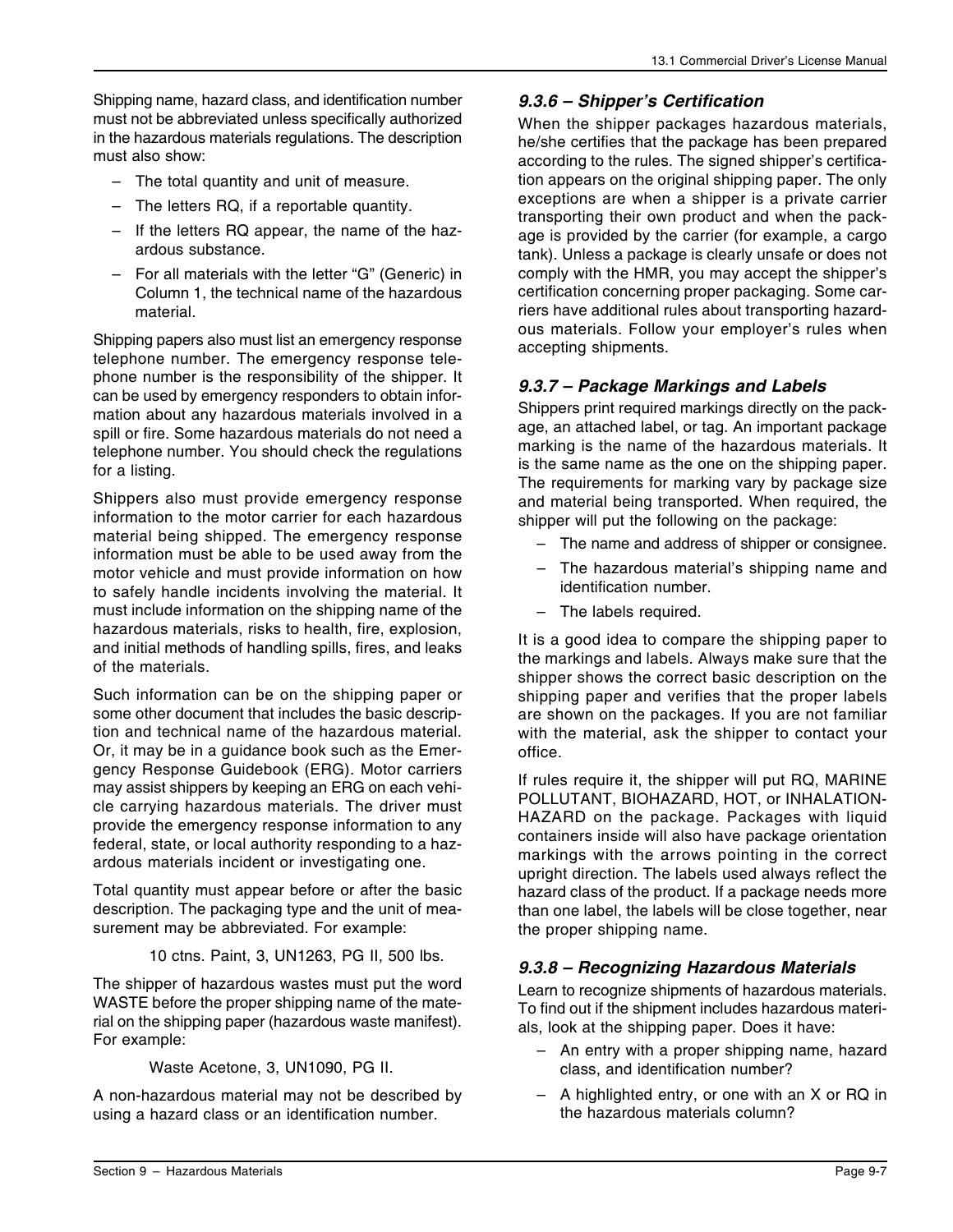Shipping name, hazard class, and identification number must not be abbreviated unless specifically authorized in the hazardous materials regulations. The description must also show:

- The total quantity and unit of measure.
- The letters RQ, if a reportable quantity.
- If the letters RQ appear, the name of the hazardous substance.
- For all materials with the letter "G" (Generic) in Column 1, the technical name of the hazardous material.

Shipping papers also must list an emergency response telephone number. The emergency response telephone number is the responsibility of the shipper. It can be used by emergency responders to obtain information about any hazardous materials involved in a spill or fire. Some hazardous materials do not need a telephone number. You should check the regulations for a listing.

Shippers also must provide emergency response information to the motor carrier for each hazardous material being shipped. The emergency response information must be able to be used away from the motor vehicle and must provide information on how to safely handle incidents involving the material. It must include information on the shipping name of the hazardous materials, risks to health, fire, explosion, and initial methods of handling spills, fires, and leaks of the materials.

Such information can be on the shipping paper or some other document that includes the basic description and technical name of the hazardous material. Or, it may be in a guidance book such as the Emergency Response Guidebook (ERG). Motor carriers may assist shippers by keeping an ERG on each vehicle carrying hazardous materials. The driver must provide the emergency response information to any federal, state, or local authority responding to a hazardous materials incident or investigating one.

Total quantity must appear before or after the basic description. The packaging type and the unit of measurement may be abbreviated. For example:

10 ctns. Paint, 3, UN1263, PG II, 500 lbs.

The shipper of hazardous wastes must put the word WASTE before the proper shipping name of the material on the shipping paper (hazardous waste manifest). For example:

Waste Acetone, 3, UN1090, PG II.

A non-hazardous material may not be described by using a hazard class or an identification number.

### *9.3.6 – Shipper's Certification*

When the shipper packages hazardous materials, he/she certifies that the package has been prepared according to the rules. The signed shipper's certification appears on the original shipping paper. The only exceptions are when a shipper is a private carrier transporting their own product and when the package is provided by the carrier (for example, a cargo tank). Unless a package is clearly unsafe or does not comply with the HMR, you may accept the shipper's certification concerning proper packaging. Some carriers have additional rules about transporting hazardous materials. Follow your employer's rules when accepting shipments.

### *9.3.7 – Package Markings and Labels*

Shippers print required markings directly on the package, an attached label, or tag. An important package marking is the name of the hazardous materials. It is the same name as the one on the shipping paper. The requirements for marking vary by package size and material being transported. When required, the shipper will put the following on the package:

- The name and address of shipper or consignee.
- The hazardous material's shipping name and identification number.
- The labels required.

It is a good idea to compare the shipping paper to the markings and labels. Always make sure that the shipper shows the correct basic description on the shipping paper and verifies that the proper labels are shown on the packages. If you are not familiar with the material, ask the shipper to contact your office.

If rules require it, the shipper will put RQ, MARINE POLLUTANT, BIOHAZARD, HOT, or INHALATION-HAZARD on the package. Packages with liquid containers inside will also have package orientation markings with the arrows pointing in the correct upright direction. The labels used always reflect the hazard class of the product. If a package needs more than one label, the labels will be close together, near the proper shipping name.

### *9.3.8 – Recognizing Hazardous Materials*

Learn to recognize shipments of hazardous materials. To find out if the shipment includes hazardous materials, look at the shipping paper. Does it have:

- An entry with a proper shipping name, hazard class, and identification number?
- A highlighted entry, or one with an X or RQ in the hazardous materials column?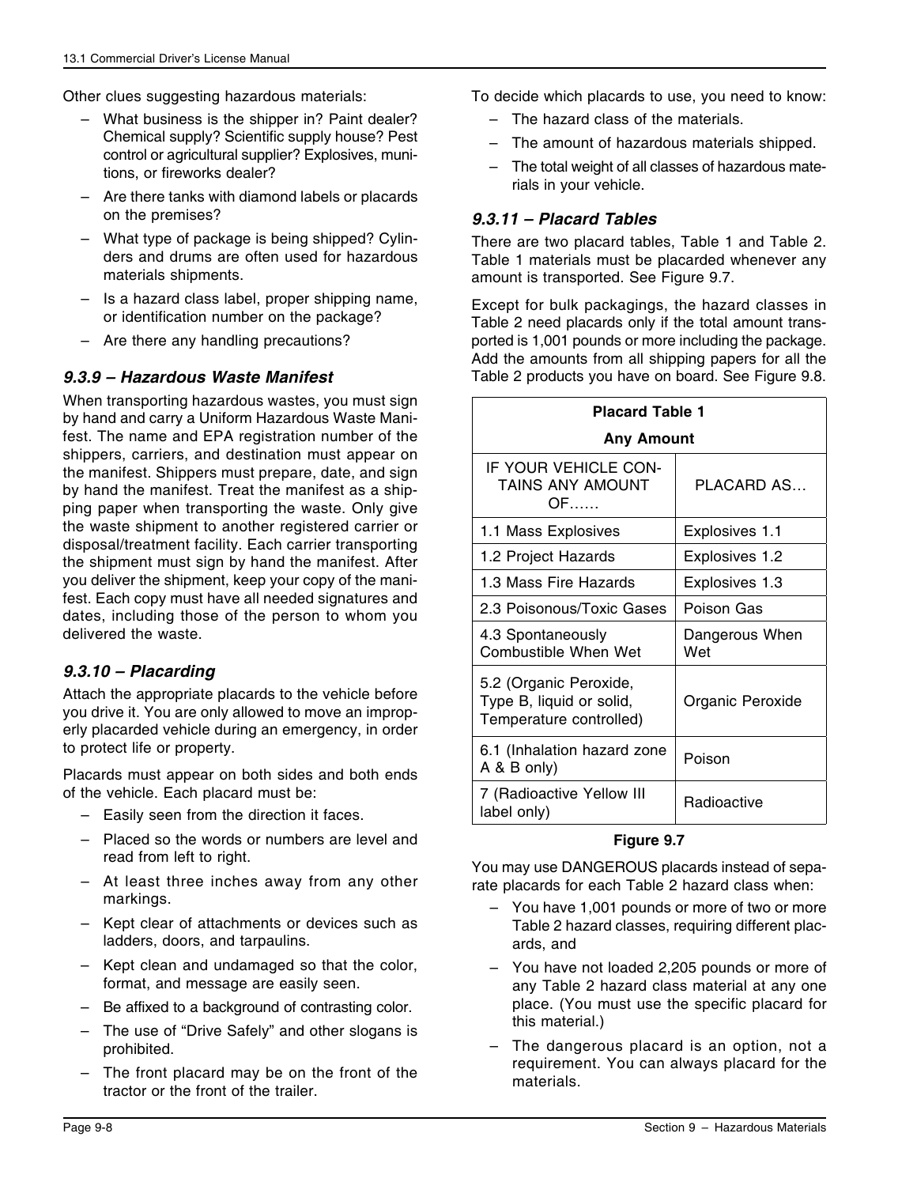Other clues suggesting hazardous materials:

- What business is the shipper in? Paint dealer? Chemical supply? Scientific supply house? Pest control or agricultural supplier? Explosives, munitions, or fireworks dealer?
- Are there tanks with diamond labels or placards on the premises?
- What type of package is being shipped? Cylinders and drums are often used for hazardous materials shipments.
- Is a hazard class label, proper shipping name, or identification number on the package?
- Are there any handling precautions?

### *9.3.9 – Hazardous Waste Manifest*

When transporting hazardous wastes, you must sign by hand and carry a Uniform Hazardous Waste Manifest. The name and EPA registration number of the shippers, carriers, and destination must appear on the manifest. Shippers must prepare, date, and sign by hand the manifest. Treat the manifest as a shipping paper when transporting the waste. Only give the waste shipment to another registered carrier or disposal/treatment facility. Each carrier transporting the shipment must sign by hand the manifest. After you deliver the shipment, keep your copy of the manifest. Each copy must have all needed signatures and dates, including those of the person to whom you delivered the waste.

### *9.3.10 – Placarding*

Attach the appropriate placards to the vehicle before you drive it. You are only allowed to move an improperly placarded vehicle during an emergency, in order to protect life or property.

Placards must appear on both sides and both ends of the vehicle. Each placard must be:

- Easily seen from the direction it faces.
- Placed so the words or numbers are level and read from left to right.
- At least three inches away from any other markings.
- Kept clear of attachments or devices such as ladders, doors, and tarpaulins.
- Kept clean and undamaged so that the color, format, and message are easily seen.
- Be affixed to a background of contrasting color.
- The use of "Drive Safely" and other slogans is prohibited.
- The front placard may be on the front of the tractor or the front of the trailer.

To decide which placards to use, you need to know:

- The hazard class of the materials.
- The amount of hazardous materials shipped.
- The total weight of all classes of hazardous materials in your vehicle.

### *9.3.11 – Placard Tables*

There are two placard tables, Table 1 and Table 2. Table 1 materials must be placarded whenever any amount is transported. See Figure 9.7.

Except for bulk packagings, the hazard classes in Table 2 need placards only if the total amount transported is 1,001 pounds or more including the package. Add the amounts from all shipping papers for all the Table 2 products you have on board. See Figure 9.8.

| **Placard Table 1 Any Amount** | |
|---|---|
| IF YOUR VEHICLE CONTAINS ANY AMOUNT OF...... | PLACARD AS... |
| 1.1 Mass Explosives | Explosives 1.1 |
| 1.2 Project Hazards | Explosives 1.2 |
| 1.3 Mass Fire Hazards | Explosives 1.3 |
| 2.3 Poisonous/Toxic Gases | Poison Gas |
| 4.3 Spontaneously Combustible When Wet | Dangerous When Wet |
| 5.2 (Organic Peroxide, Type B, liquid or solid, Temperature controlled) | Organic Peroxide |
| 6.1 (Inhalation hazard zone A & B only) | Poison |
| 7 (Radioactive Yellow III label only) | Radioactive |

**Figure 9.7**

You may use DANGEROUS placards instead of separate placards for each Table 2 hazard class when:

- You have 1,001 pounds or more of two or more Table 2 hazard classes, requiring different placards, and
- You have not loaded 2,205 pounds or more of any Table 2 hazard class material at any one place. (You must use the specific placard for this material.)
- The dangerous placard is an option, not a requirement. You can always placard for the materials.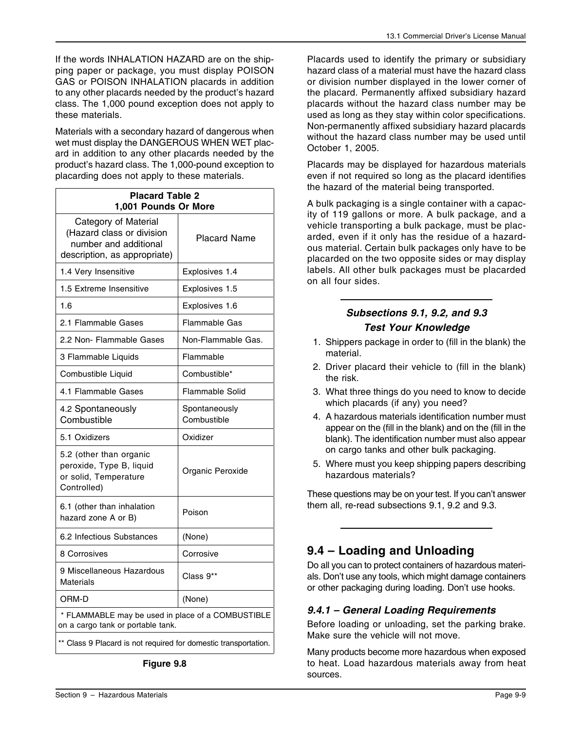If the words INHALATION HAZARD are on the shipping paper or package, you must display POISON GAS or POISON INHALATION placards in addition to any other placards needed by the product's hazard class. The 1,000 pound exception does not apply to these materials.

Materials with a secondary hazard of dangerous when wet must display the DANGEROUS WHEN WET placard in addition to any other placards needed by the product's hazard class. The 1,000-pound exception to placarding does not apply to these materials.

| **Placard Table 2<br>1,001 Pounds Or More** | |
|---|---|
| Category of Material (Hazard class or division number and additional description, as appropriate) | Placard Name |
| 1.4 Very Insensitive | Explosives 1.4 |
| 1.5 Extreme Insensitive | Explosives 1.5 |
| 1.6 | Explosives 1.6 |
| 2.1 Flammable Gases | Flammable Gas |
| 2.2 Non- Flammable Gases | Non-Flammable Gas. |
| 3 Flammable Liquids | Flammable |
| Combustible Liquid | Combustible* |
| 4.1 Flammable Gases | Flammable Solid |
| 4.2 Spontaneously Combustible | Spontaneously Combustible |
| 5.1 Oxidizers | Oxidizer |
| 5.2 (other than organic peroxide, Type B, liquid or solid, Temperature Controlled) | Organic Peroxide |
| 6.1 (other than inhalation hazard zone A or B) | Poison |
| 6.2 Infectious Substances | (None) |
| 8 Corrosives | Corrosive |
| 9 Miscellaneous Hazardous Materials | Class 9** |
| ORM-D | (None) |
| * FLAMMABLE may be used in place of a COMBUSTIBLE on a cargo tank or portable tank. | |
| ** Class 9 Placard is not required for domestic transportation. | |

**Figure 9.8**

Placards used to identify the primary or subsidiary hazard class of a material must have the hazard class or division number displayed in the lower corner of the placard. Permanently affixed subsidiary hazard placards without the hazard class number may be used as long as they stay within color specifications. Non-permanently affixed subsidiary hazard placards without the hazard class number may be used until October 1, 2005.

Placards may be displayed for hazardous materials even if not required so long as the placard identifies the hazard of the material being transported.

A bulk packaging is a single container with a capacity of 119 gallons or more. A bulk package, and a vehicle transporting a bulk package, must be placarded, even if it only has the residue of a hazardous material. Certain bulk packages only have to be placarded on the two opposite sides or may display labels. All other bulk packages must be placarded on all four sides.

---

***Subsections 9.1, 9.2, and 9.3***
***Test Your Knowledge***

1. Shippers package in order to (fill in the blank) the material.
2. Driver placard their vehicle to (fill in the blank) the risk.
3. What three things do you need to know to decide which placards (if any) you need?
4. A hazardous materials identification number must appear on the (fill in the blank) and on the (fill in the blank). The identification number must also appear on cargo tanks and other bulk packaging.
5. Where must you keep shipping papers describing hazardous materials?

These questions may be on your test. If you can't answer them all, re-read subsections 9.1, 9.2 and 9.3.

---

## 9.4 – Loading and Unloading

Do all you can to protect containers of hazardous materials. Don't use any tools, which might damage containers or other packaging during loading. Don't use hooks.

### *9.4.1 – General Loading Requirements*

Before loading or unloading, set the parking brake. Make sure the vehicle will not move.

Many products become more hazardous when exposed to heat. Load hazardous materials away from heat sources.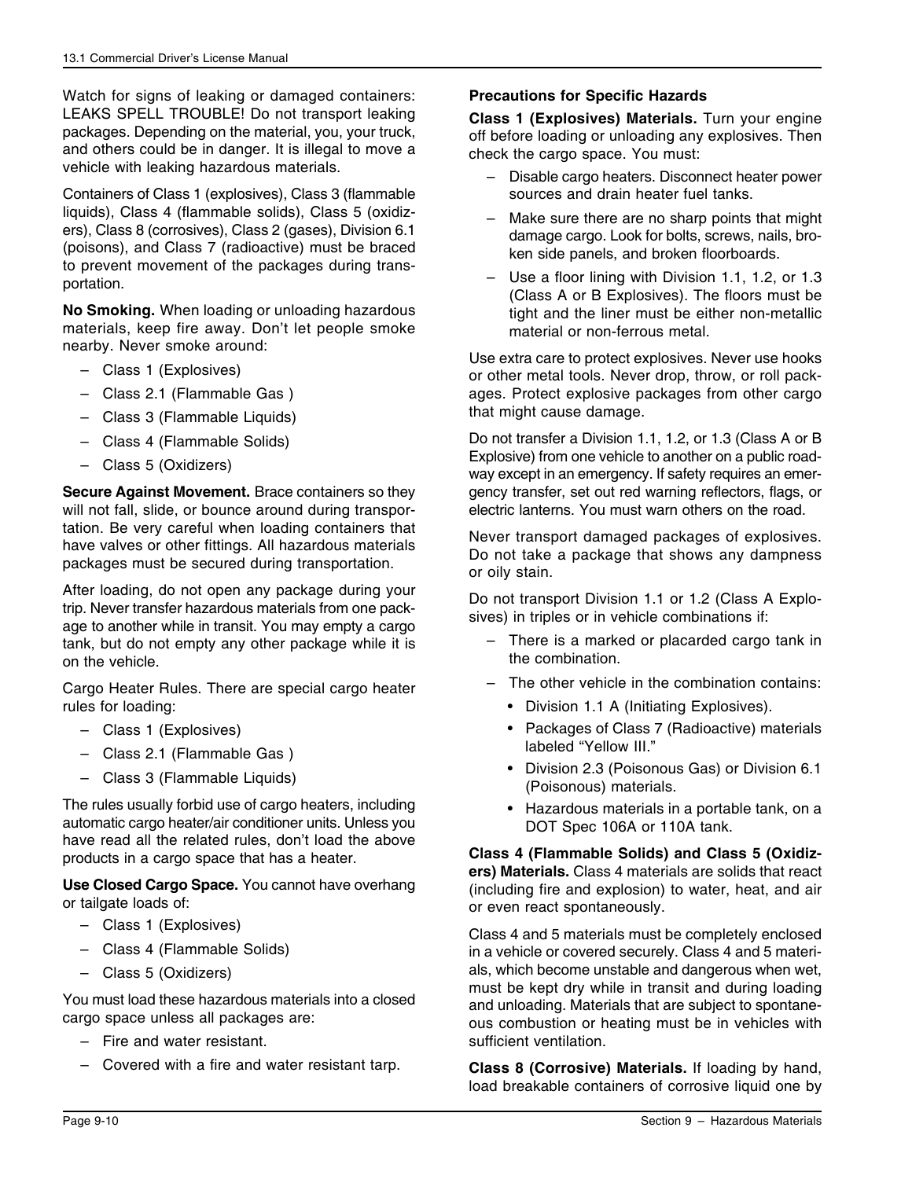Watch for signs of leaking or damaged containers: LEAKS SPELL TROUBLE! Do not transport leaking packages. Depending on the material, you, your truck, and others could be in danger. It is illegal to move a vehicle with leaking hazardous materials.

Containers of Class 1 (explosives), Class 3 (flammable liquids), Class 4 (flammable solids), Class 5 (oxidizers), Class 8 (corrosives), Class 2 (gases), Division 6.1 (poisons), and Class 7 (radioactive) must be braced to prevent movement of the packages during transportation.

**No Smoking.** When loading or unloading hazardous materials, keep fire away. Don't let people smoke nearby. Never smoke around:

- Class 1 (Explosives)
- Class 2.1 (Flammable Gas )
- Class 3 (Flammable Liquids)
- Class 4 (Flammable Solids)
- Class 5 (Oxidizers)

**Secure Against Movement.** Brace containers so they will not fall, slide, or bounce around during transportation. Be very careful when loading containers that have valves or other fittings. All hazardous materials packages must be secured during transportation.

After loading, do not open any package during your trip. Never transfer hazardous materials from one package to another while in transit. You may empty a cargo tank, but do not empty any other package while it is on the vehicle.

Cargo Heater Rules. There are special cargo heater rules for loading:

- Class 1 (Explosives)
- Class 2.1 (Flammable Gas )
- Class 3 (Flammable Liquids)

The rules usually forbid use of cargo heaters, including automatic cargo heater/air conditioner units. Unless you have read all the related rules, don't load the above products in a cargo space that has a heater.

**Use Closed Cargo Space.** You cannot have overhang or tailgate loads of:

- Class 1 (Explosives)
- Class 4 (Flammable Solids)
- Class 5 (Oxidizers)

You must load these hazardous materials into a closed cargo space unless all packages are:

- Fire and water resistant.
- Covered with a fire and water resistant tarp.

**Precautions for Specific Hazards**

**Class 1 (Explosives) Materials.** Turn your engine off before loading or unloading any explosives. Then check the cargo space. You must:

- Disable cargo heaters. Disconnect heater power sources and drain heater fuel tanks.
- Make sure there are no sharp points that might damage cargo. Look for bolts, screws, nails, broken side panels, and broken floorboards.
- Use a floor lining with Division 1.1, 1.2, or 1.3 (Class A or B Explosives). The floors must be tight and the liner must be either non-metallic material or non-ferrous metal.

Use extra care to protect explosives. Never use hooks or other metal tools. Never drop, throw, or roll packages. Protect explosive packages from other cargo that might cause damage.

Do not transfer a Division 1.1, 1.2, or 1.3 (Class A or B Explosive) from one vehicle to another on a public roadway except in an emergency. If safety requires an emergency transfer, set out red warning reflectors, flags, or electric lanterns. You must warn others on the road.

Never transport damaged packages of explosives. Do not take a package that shows any dampness or oily stain.

Do not transport Division 1.1 or 1.2 (Class A Explosives) in triples or in vehicle combinations if:

- There is a marked or placarded cargo tank in the combination.
- The other vehicle in the combination contains:
  - Division 1.1 A (Initiating Explosives).
  - Packages of Class 7 (Radioactive) materials labeled "Yellow III."
  - Division 2.3 (Poisonous Gas) or Division 6.1 (Poisonous) materials.
  - Hazardous materials in a portable tank, on a DOT Spec 106A or 110A tank.

**Class 4 (Flammable Solids) and Class 5 (Oxidizers) Materials.** Class 4 materials are solids that react (including fire and explosion) to water, heat, and air or even react spontaneously.

Class 4 and 5 materials must be completely enclosed in a vehicle or covered securely. Class 4 and 5 materials, which become unstable and dangerous when wet, must be kept dry while in transit and during loading and unloading. Materials that are subject to spontaneous combustion or heating must be in vehicles with sufficient ventilation.

**Class 8 (Corrosive) Materials.** If loading by hand, load breakable containers of corrosive liquid one by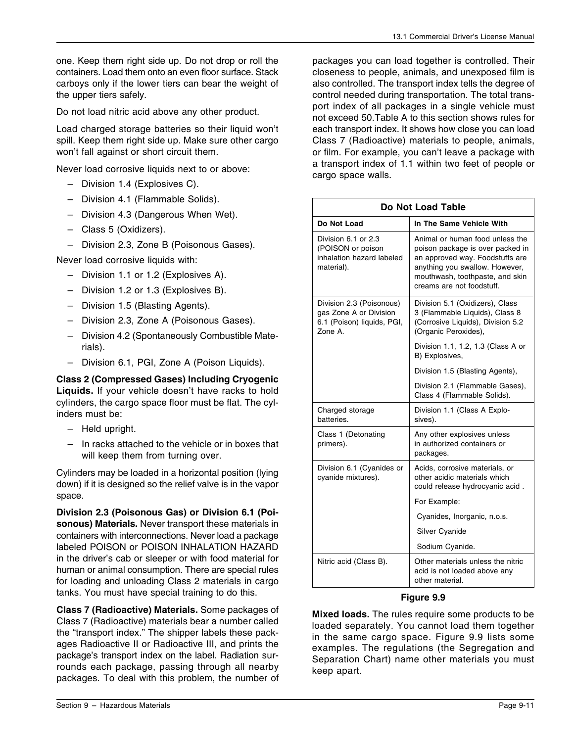one. Keep them right side up. Do not drop or roll the containers. Load them onto an even floor surface. Stack carboys only if the lower tiers can bear the weight of the upper tiers safely.

Do not load nitric acid above any other product.

Load charged storage batteries so their liquid won't spill. Keep them right side up. Make sure other cargo won't fall against or short circuit them.

Never load corrosive liquids next to or above:

- Division 1.4 (Explosives C).
- Division 4.1 (Flammable Solids).
- Division 4.3 (Dangerous When Wet).
- Class 5 (Oxidizers).
- Division 2.3, Zone B (Poisonous Gases).

Never load corrosive liquids with:

- Division 1.1 or 1.2 (Explosives A).
- Division 1.2 or 1.3 (Explosives B).
- Division 1.5 (Blasting Agents).
- Division 2.3, Zone A (Poisonous Gases).
- Division 4.2 (Spontaneously Combustible Materials).
- Division 6.1, PGI, Zone A (Poison Liquids).

**Class 2 (Compressed Gases) Including Cryogenic Liquids.** If your vehicle doesn't have racks to hold cylinders, the cargo space floor must be flat. The cylinders must be:

- Held upright.
- In racks attached to the vehicle or in boxes that will keep them from turning over.

Cylinders may be loaded in a horizontal position (lying down) if it is designed so the relief valve is in the vapor space.

**Division 2.3 (Poisonous Gas) or Division 6.1 (Poisonous) Materials.** Never transport these materials in containers with interconnections. Never load a package labeled POISON or POISON INHALATION HAZARD in the driver's cab or sleeper or with food material for human or animal consumption. There are special rules for loading and unloading Class 2 materials in cargo tanks. You must have special training to do this.

**Class 7 (Radioactive) Materials.** Some packages of Class 7 (Radioactive) materials bear a number called the "transport index." The shipper labels these packages Radioactive II or Radioactive III, and prints the package's transport index on the label. Radiation surrounds each package, passing through all nearby packages. To deal with this problem, the number of packages you can load together is controlled. Their closeness to people, animals, and unexposed film is also controlled. The transport index tells the degree of control needed during transportation. The total transport index of all packages in a single vehicle must not exceed 50.Table A to this section shows rules for each transport index. It shows how close you can load Class 7 (Radioactive) materials to people, animals, or film. For example, you can't leave a package with a transport index of 1.1 within two feet of people or cargo space walls.

| Do Not Load Table | |
|---|---|
| **Do Not Load** | **In The Same Vehicle With** |
| Division 6.1 or 2.3 (POISON or poison inhalation hazard labeled material). | Animal or human food unless the poison package is over packed in an approved way. Foodstuffs are anything you swallow. However, mouthwash, toothpaste, and skin creams are not foodstuff. |
| Division 2.3 (Poisonous) gas Zone A or Division 6.1 (Poison) liquids, PGI, Zone A. | Division 5.1 (Oxidizers), Class 3 (Flammable Liquids), Class 8 (Corrosive Liquids), Division 5.2 (Organic Peroxides), <br> Division 1.1, 1.2, 1.3 (Class A or B) Explosives, <br> Division 1.5 (Blasting Agents), <br> Division 2.1 (Flammable Gases), Class 4 (Flammable Solids). |
| Charged storage batteries. | Division 1.1 (Class A Explosives). |
| Class 1 (Detonating primers). | Any other explosives unless in authorized containers or packages. |
| Division 6.1 (Cyanides or cyanide mixtures). | Acids, corrosive materials, or other acidic materials which could release hydrocyanic acid . <br> For Example: <br> Cyanides, Inorganic, n.o.s. <br> Silver Cyanide <br> Sodium Cyanide. |
| Nitric acid (Class B). | Other materials unless the nitric acid is not loaded above any other material. |

**Figure 9.9**

**Mixed loads.** The rules require some products to be loaded separately. You cannot load them together in the same cargo space. Figure 9.9 lists some examples. The regulations (the Segregation and Separation Chart) name other materials you must keep apart.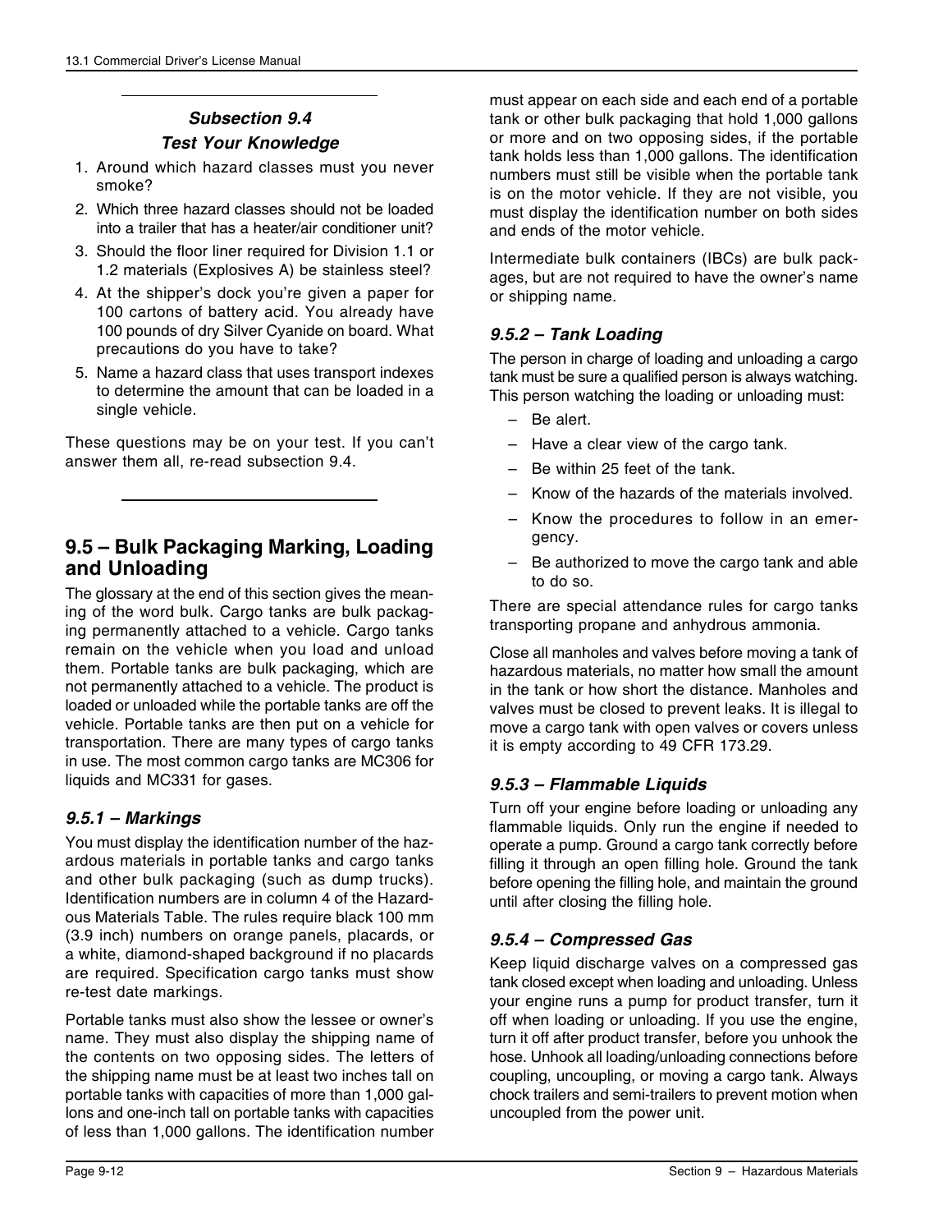### *Subsection 9.4*
### *Test Your Knowledge*

1. Around which hazard classes must you never smoke?
2. Which three hazard classes should not be loaded into a trailer that has a heater/air conditioner unit?
3. Should the floor liner required for Division 1.1 or 1.2 materials (Explosives A) be stainless steel?
4. At the shipper's dock you're given a paper for 100 cartons of battery acid. You already have 100 pounds of dry Silver Cyanide on board. What precautions do you have to take?
5. Name a hazard class that uses transport indexes to determine the amount that can be loaded in a single vehicle.

These questions may be on your test. If you can't answer them all, re-read subsection 9.4.

## 9.5 – Bulk Packaging Marking, Loading and Unloading

The glossary at the end of this section gives the meaning of the word bulk. Cargo tanks are bulk packaging permanently attached to a vehicle. Cargo tanks remain on the vehicle when you load and unload them. Portable tanks are bulk packaging, which are not permanently attached to a vehicle. The product is loaded or unloaded while the portable tanks are off the vehicle. Portable tanks are then put on a vehicle for transportation. There are many types of cargo tanks in use. The most common cargo tanks are MC306 for liquids and MC331 for gases.

### *9.5.1 – Markings*

You must display the identification number of the hazardous materials in portable tanks and cargo tanks and other bulk packaging (such as dump trucks). Identification numbers are in column 4 of the Hazardous Materials Table. The rules require black 100 mm (3.9 inch) numbers on orange panels, placards, or a white, diamond-shaped background if no placards are required. Specification cargo tanks must show re-test date markings.

Portable tanks must also show the lessee or owner's name. They must also display the shipping name of the contents on two opposing sides. The letters of the shipping name must be at least two inches tall on portable tanks with capacities of more than 1,000 gallons and one-inch tall on portable tanks with capacities of less than 1,000 gallons. The identification number must appear on each side and each end of a portable tank or other bulk packaging that hold 1,000 gallons or more and on two opposing sides, if the portable tank holds less than 1,000 gallons. The identification numbers must still be visible when the portable tank is on the motor vehicle. If they are not visible, you must display the identification number on both sides and ends of the motor vehicle.

Intermediate bulk containers (IBCs) are bulk packages, but are not required to have the owner's name or shipping name.

### *9.5.2 – Tank Loading*

The person in charge of loading and unloading a cargo tank must be sure a qualified person is always watching. This person watching the loading or unloading must:

- Be alert.
- Have a clear view of the cargo tank.
- Be within 25 feet of the tank.
- Know of the hazards of the materials involved.
- Know the procedures to follow in an emergency.
- Be authorized to move the cargo tank and able to do so.

There are special attendance rules for cargo tanks transporting propane and anhydrous ammonia.

Close all manholes and valves before moving a tank of hazardous materials, no matter how small the amount in the tank or how short the distance. Manholes and valves must be closed to prevent leaks. It is illegal to move a cargo tank with open valves or covers unless it is empty according to 49 CFR 173.29.

### *9.5.3 – Flammable Liquids*

Turn off your engine before loading or unloading any flammable liquids. Only run the engine if needed to operate a pump. Ground a cargo tank correctly before filling it through an open filling hole. Ground the tank before opening the filling hole, and maintain the ground until after closing the filling hole.

### *9.5.4 – Compressed Gas*

Keep liquid discharge valves on a compressed gas tank closed except when loading and unloading. Unless your engine runs a pump for product transfer, turn it off when loading or unloading. If you use the engine, turn it off after product transfer, before you unhook the hose. Unhook all loading/unloading connections before coupling, uncoupling, or moving a cargo tank. Always chock trailers and semi-trailers to prevent motion when uncoupled from the power unit.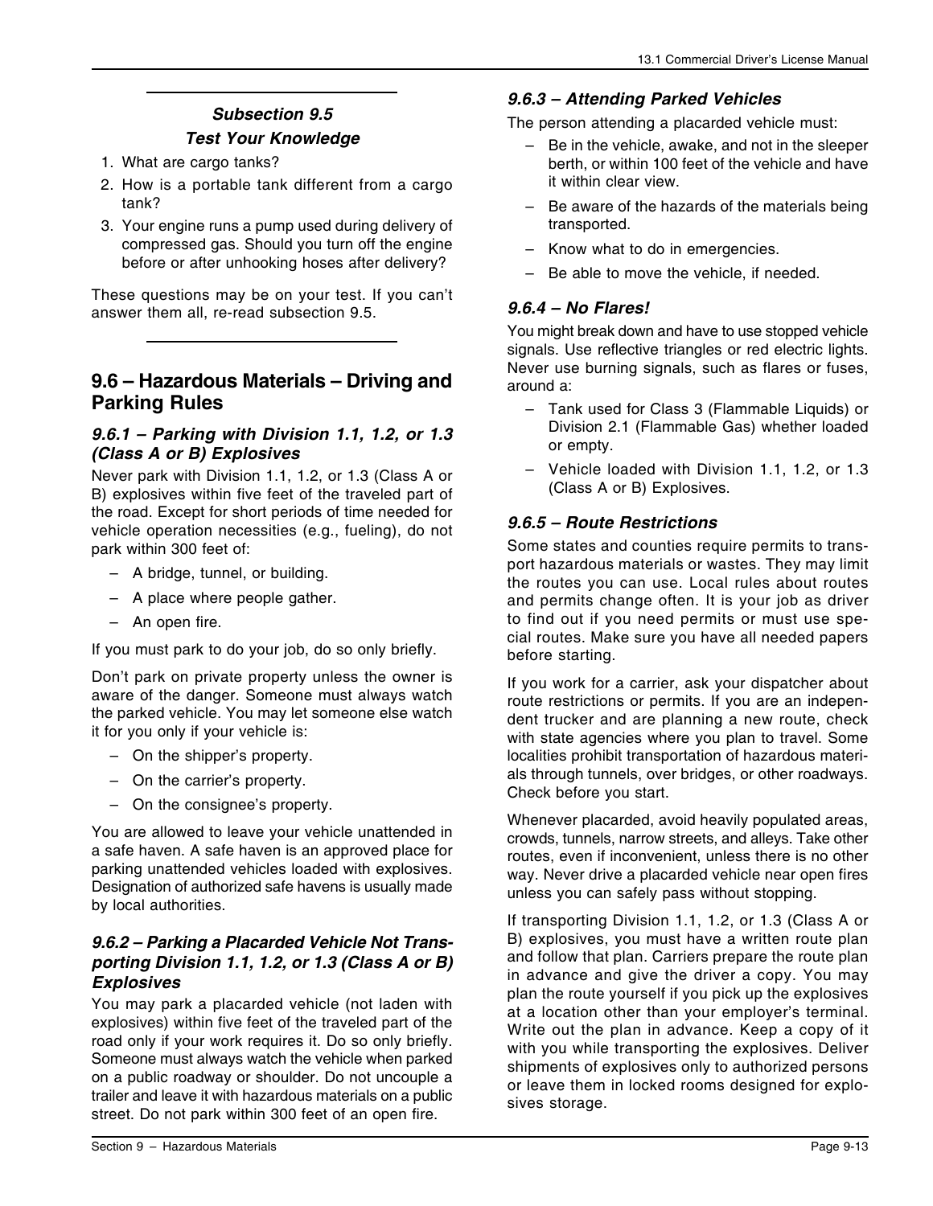### *Subsection 9.5*
### *Test Your Knowledge*

1. What are cargo tanks?
2. How is a portable tank different from a cargo tank?
3. Your engine runs a pump used during delivery of compressed gas. Should you turn off the engine before or after unhooking hoses after delivery?

These questions may be on your test. If you can't answer them all, re-read subsection 9.5.

## 9.6 – Hazardous Materials – Driving and Parking Rules

### *9.6.1 – Parking with Division 1.1, 1.2, or 1.3 (Class A or B) Explosives*

Never park with Division 1.1, 1.2, or 1.3 (Class A or B) explosives within five feet of the traveled part of the road. Except for short periods of time needed for vehicle operation necessities (e.g., fueling), do not park within 300 feet of:

- A bridge, tunnel, or building.
- A place where people gather.
- An open fire.

If you must park to do your job, do so only briefly.

Don't park on private property unless the owner is aware of the danger. Someone must always watch the parked vehicle. You may let someone else watch it for you only if your vehicle is:

- On the shipper's property.
- On the carrier's property.
- On the consignee's property.

You are allowed to leave your vehicle unattended in a safe haven. A safe haven is an approved place for parking unattended vehicles loaded with explosives. Designation of authorized safe havens is usually made by local authorities.

### *9.6.2 – Parking a Placarded Vehicle Not Transporting Division 1.1, 1.2, or 1.3 (Class A or B) Explosives*

You may park a placarded vehicle (not laden with explosives) within five feet of the traveled part of the road only if your work requires it. Do so only briefly. Someone must always watch the vehicle when parked on a public roadway or shoulder. Do not uncouple a trailer and leave it with hazardous materials on a public street. Do not park within 300 feet of an open fire.

### *9.6.3 – Attending Parked Vehicles*

The person attending a placarded vehicle must:

- Be in the vehicle, awake, and not in the sleeper berth, or within 100 feet of the vehicle and have it within clear view.
- Be aware of the hazards of the materials being transported.
- Know what to do in emergencies.
- Be able to move the vehicle, if needed.

### *9.6.4 – No Flares!*

You might break down and have to use stopped vehicle signals. Use reflective triangles or red electric lights. Never use burning signals, such as flares or fuses, around a:

- Tank used for Class 3 (Flammable Liquids) or Division 2.1 (Flammable Gas) whether loaded or empty.
- Vehicle loaded with Division 1.1, 1.2, or 1.3 (Class A or B) Explosives.

### *9.6.5 – Route Restrictions*

Some states and counties require permits to transport hazardous materials or wastes. They may limit the routes you can use. Local rules about routes and permits change often. It is your job as driver to find out if you need permits or must use special routes. Make sure you have all needed papers before starting.

If you work for a carrier, ask your dispatcher about route restrictions or permits. If you are an independent trucker and are planning a new route, check with state agencies where you plan to travel. Some localities prohibit transportation of hazardous materials through tunnels, over bridges, or other roadways. Check before you start.

Whenever placarded, avoid heavily populated areas, crowds, tunnels, narrow streets, and alleys. Take other routes, even if inconvenient, unless there is no other way. Never drive a placarded vehicle near open fires unless you can safely pass without stopping.

If transporting Division 1.1, 1.2, or 1.3 (Class A or B) explosives, you must have a written route plan and follow that plan. Carriers prepare the route plan in advance and give the driver a copy. You may plan the route yourself if you pick up the explosives at a location other than your employer's terminal. Write out the plan in advance. Keep a copy of it with you while transporting the explosives. Deliver shipments of explosives only to authorized persons or leave them in locked rooms designed for explosives storage.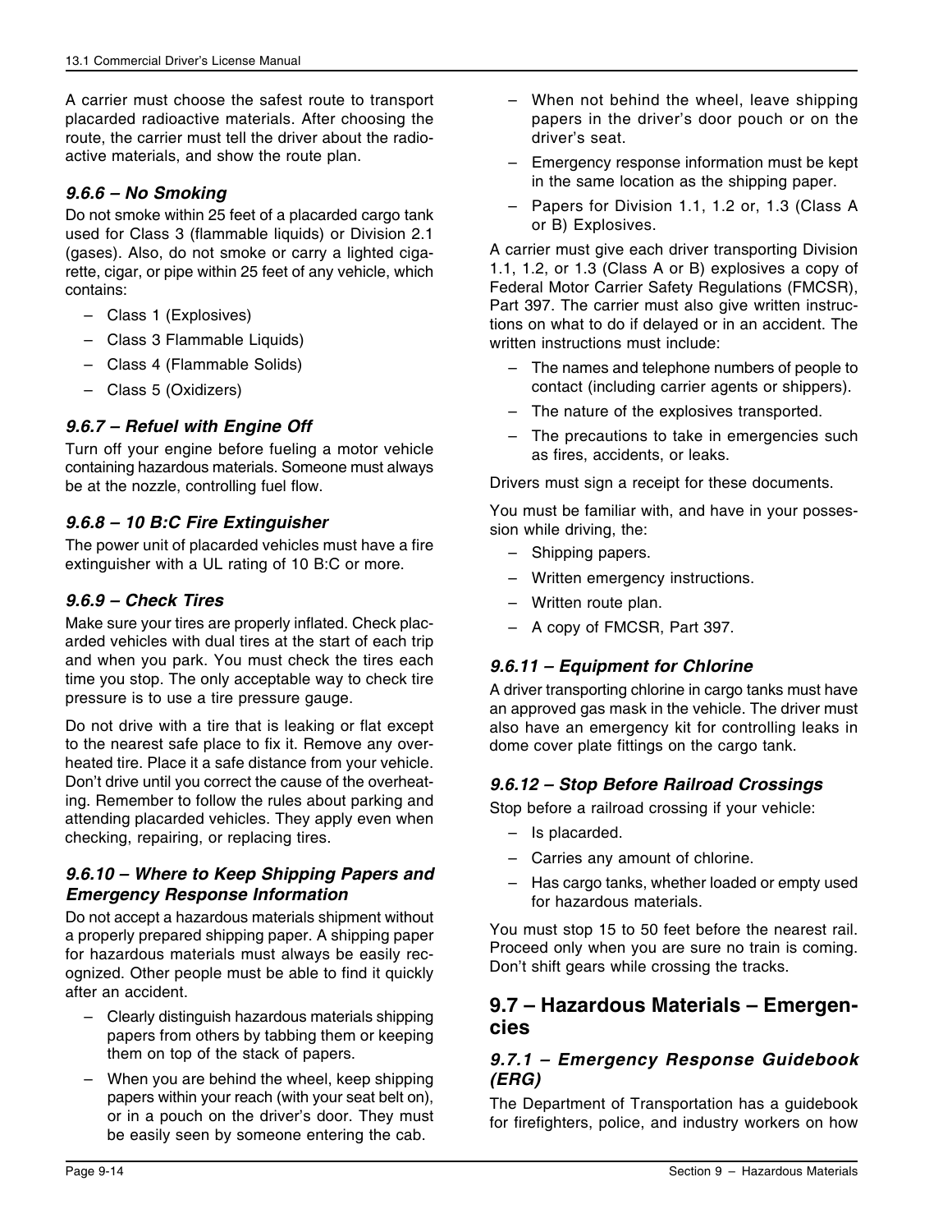A carrier must choose the safest route to transport placarded radioactive materials. After choosing the route, the carrier must tell the driver about the radioactive materials, and show the route plan.

### *9.6.6 – No Smoking*

Do not smoke within 25 feet of a placarded cargo tank used for Class 3 (flammable liquids) or Division 2.1 (gases). Also, do not smoke or carry a lighted cigarette, cigar, or pipe within 25 feet of any vehicle, which contains:

- Class 1 (Explosives)
- Class 3 Flammable Liquids)
- Class 4 (Flammable Solids)
- Class 5 (Oxidizers)

### *9.6.7 – Refuel with Engine Off*

Turn off your engine before fueling a motor vehicle containing hazardous materials. Someone must always be at the nozzle, controlling fuel flow.

### *9.6.8 – 10 B:C Fire Extinguisher*

The power unit of placarded vehicles must have a fire extinguisher with a UL rating of 10 B:C or more.

### *9.6.9 – Check Tires*

Make sure your tires are properly inflated. Check placarded vehicles with dual tires at the start of each trip and when you park. You must check the tires each time you stop. The only acceptable way to check tire pressure is to use a tire pressure gauge.

Do not drive with a tire that is leaking or flat except to the nearest safe place to fix it. Remove any overheated tire. Place it a safe distance from your vehicle. Don't drive until you correct the cause of the overheating. Remember to follow the rules about parking and attending placarded vehicles. They apply even when checking, repairing, or replacing tires.

### *9.6.10 – Where to Keep Shipping Papers and Emergency Response Information*

Do not accept a hazardous materials shipment without a properly prepared shipping paper. A shipping paper for hazardous materials must always be easily recognized. Other people must be able to find it quickly after an accident.

- Clearly distinguish hazardous materials shipping papers from others by tabbing them or keeping them on top of the stack of papers.
- When you are behind the wheel, keep shipping papers within your reach (with your seat belt on), or in a pouch on the driver's door. They must be easily seen by someone entering the cab.
- When not behind the wheel, leave shipping papers in the driver's door pouch or on the driver's seat.
- Emergency response information must be kept in the same location as the shipping paper.
- Papers for Division 1.1, 1.2 or, 1.3 (Class A or B) Explosives.

A carrier must give each driver transporting Division 1.1, 1.2, or 1.3 (Class A or B) explosives a copy of Federal Motor Carrier Safety Regulations (FMCSR), Part 397. The carrier must also give written instructions on what to do if delayed or in an accident. The written instructions must include:

- The names and telephone numbers of people to contact (including carrier agents or shippers).
- The nature of the explosives transported.
- The precautions to take in emergencies such as fires, accidents, or leaks.

Drivers must sign a receipt for these documents.

You must be familiar with, and have in your possession while driving, the:

- Shipping papers.
- Written emergency instructions.
- Written route plan.
- A copy of FMCSR, Part 397.

### *9.6.11 – Equipment for Chlorine*

A driver transporting chlorine in cargo tanks must have an approved gas mask in the vehicle. The driver must also have an emergency kit for controlling leaks in dome cover plate fittings on the cargo tank.

### *9.6.12 – Stop Before Railroad Crossings*

Stop before a railroad crossing if your vehicle:

- Is placarded.
- Carries any amount of chlorine.
- Has cargo tanks, whether loaded or empty used for hazardous materials.

You must stop 15 to 50 feet before the nearest rail. Proceed only when you are sure no train is coming. Don't shift gears while crossing the tracks.

## 9.7 – Hazardous Materials – Emergencies

### *9.7.1 – Emergency Response Guidebook (ERG)*

The Department of Transportation has a guidebook for firefighters, police, and industry workers on how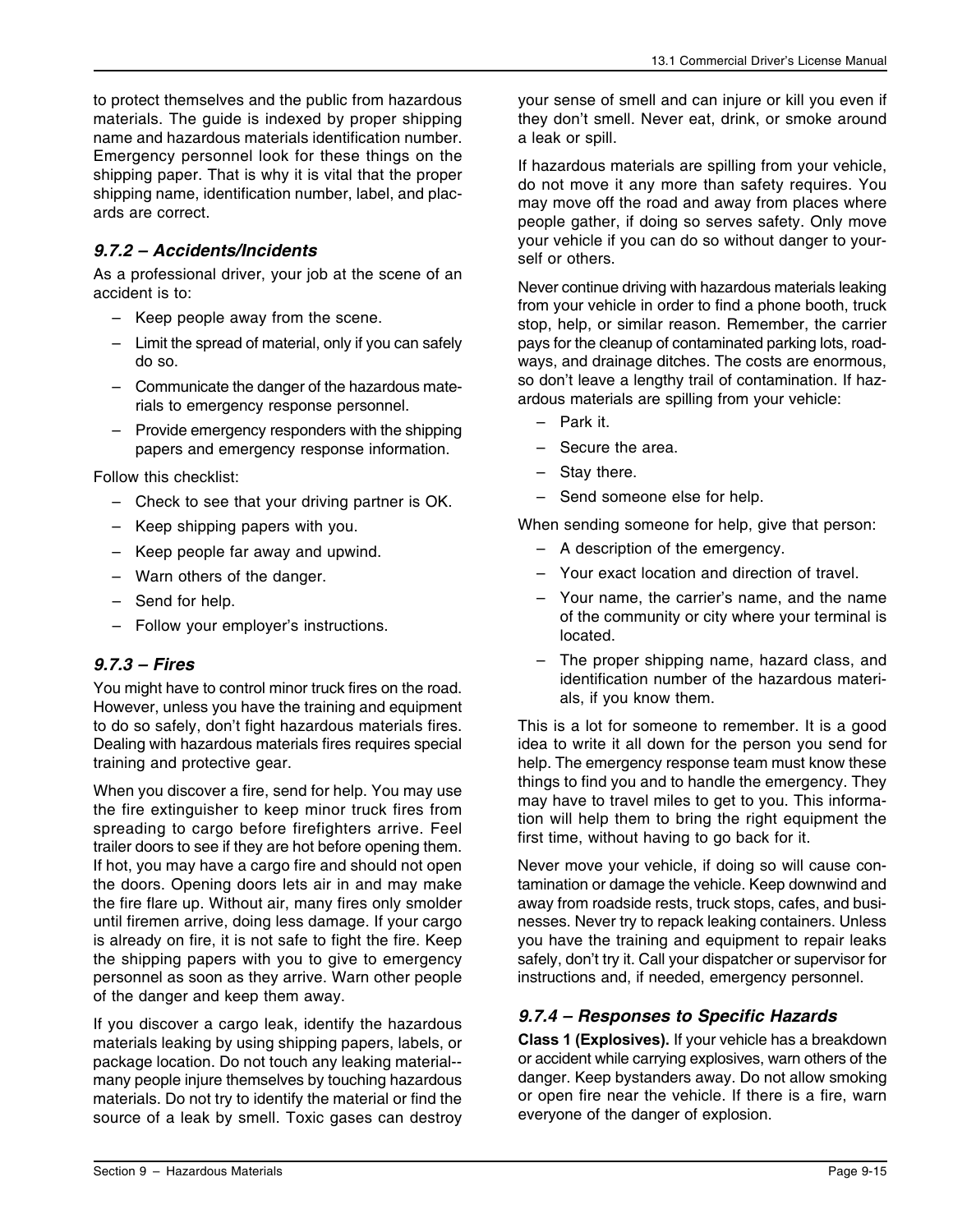to protect themselves and the public from hazardous materials. The guide is indexed by proper shipping name and hazardous materials identification number. Emergency personnel look for these things on the shipping paper. That is why it is vital that the proper shipping name, identification number, label, and placards are correct.

### *9.7.2 – Accidents/Incidents*

As a professional driver, your job at the scene of an accident is to:

- Keep people away from the scene.
- Limit the spread of material, only if you can safely do so.
- Communicate the danger of the hazardous materials to emergency response personnel.
- Provide emergency responders with the shipping papers and emergency response information.

Follow this checklist:

- Check to see that your driving partner is OK.
- Keep shipping papers with you.
- Keep people far away and upwind.
- Warn others of the danger.
- Send for help.
- Follow your employer's instructions.

### *9.7.3 – Fires*

You might have to control minor truck fires on the road. However, unless you have the training and equipment to do so safely, don't fight hazardous materials fires. Dealing with hazardous materials fires requires special training and protective gear.

When you discover a fire, send for help. You may use the fire extinguisher to keep minor truck fires from spreading to cargo before firefighters arrive. Feel trailer doors to see if they are hot before opening them. If hot, you may have a cargo fire and should not open the doors. Opening doors lets air in and may make the fire flare up. Without air, many fires only smolder until firemen arrive, doing less damage. If your cargo is already on fire, it is not safe to fight the fire. Keep the shipping papers with you to give to emergency personnel as soon as they arrive. Warn other people of the danger and keep them away.

If you discover a cargo leak, identify the hazardous materials leaking by using shipping papers, labels, or package location. Do not touch any leaking material--many people injure themselves by touching hazardous materials. Do not try to identify the material or find the source of a leak by smell. Toxic gases can destroy your sense of smell and can injure or kill you even if they don't smell. Never eat, drink, or smoke around a leak or spill.

If hazardous materials are spilling from your vehicle, do not move it any more than safety requires. You may move off the road and away from places where people gather, if doing so serves safety. Only move your vehicle if you can do so without danger to yourself or others.

Never continue driving with hazardous materials leaking from your vehicle in order to find a phone booth, truck stop, help, or similar reason. Remember, the carrier pays for the cleanup of contaminated parking lots, roadways, and drainage ditches. The costs are enormous, so don't leave a lengthy trail of contamination. If hazardous materials are spilling from your vehicle:

- Park it.
- Secure the area.
- Stay there.
- Send someone else for help.

When sending someone for help, give that person:

- A description of the emergency.
- Your exact location and direction of travel.
- Your name, the carrier's name, and the name of the community or city where your terminal is located.
- The proper shipping name, hazard class, and identification number of the hazardous materials, if you know them.

This is a lot for someone to remember. It is a good idea to write it all down for the person you send for help. The emergency response team must know these things to find you and to handle the emergency. They may have to travel miles to get to you. This information will help them to bring the right equipment the first time, without having to go back for it.

Never move your vehicle, if doing so will cause contamination or damage the vehicle. Keep downwind and away from roadside rests, truck stops, cafes, and businesses. Never try to repack leaking containers. Unless you have the training and equipment to repair leaks safely, don't try it. Call your dispatcher or supervisor for instructions and, if needed, emergency personnel.

### *9.7.4 – Responses to Specific Hazards*

**Class 1 (Explosives).** If your vehicle has a breakdown or accident while carrying explosives, warn others of the danger. Keep bystanders away. Do not allow smoking or open fire near the vehicle. If there is a fire, warn everyone of the danger of explosion.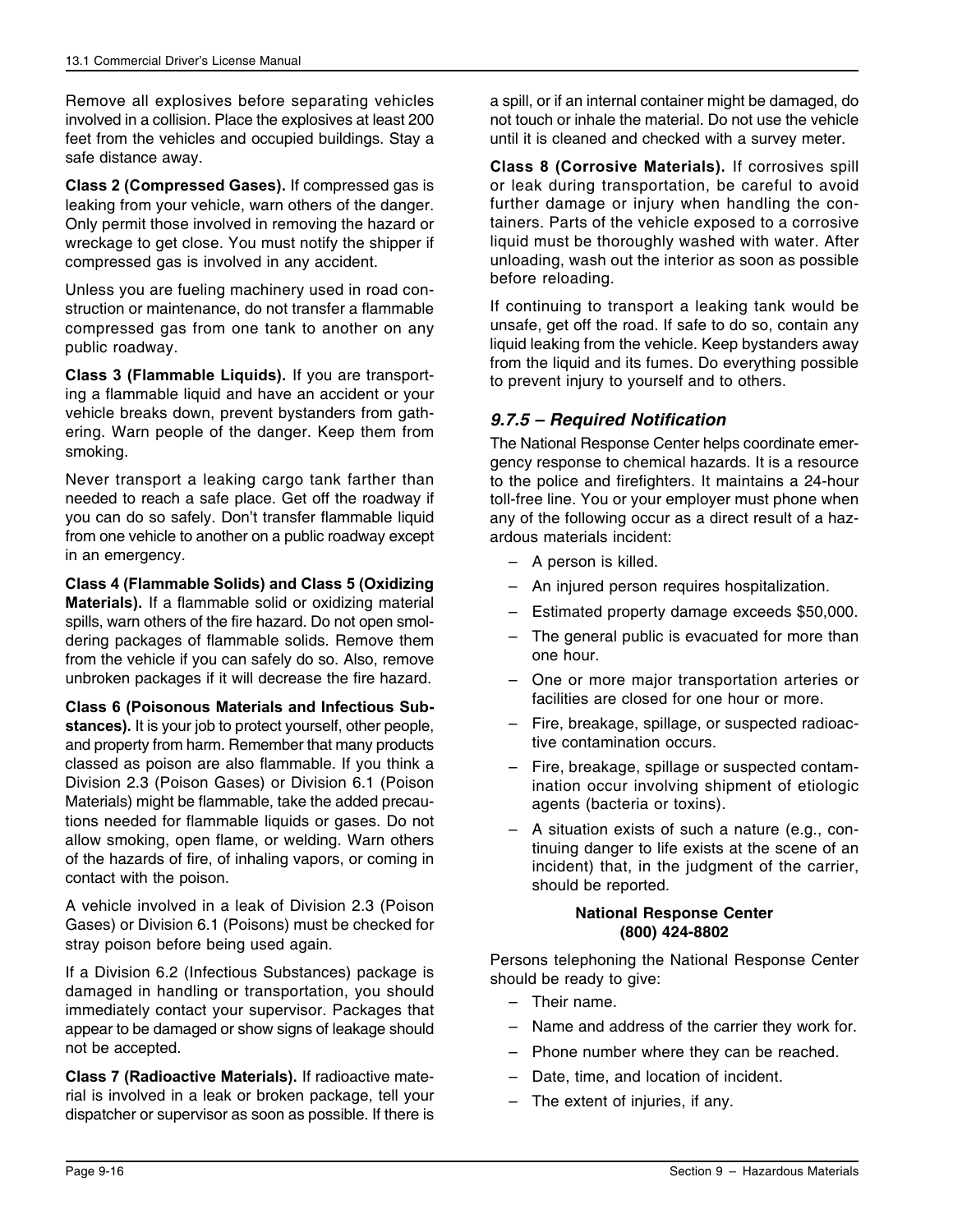Remove all explosives before separating vehicles involved in a collision. Place the explosives at least 200 feet from the vehicles and occupied buildings. Stay a safe distance away.

**Class 2 (Compressed Gases).** If compressed gas is leaking from your vehicle, warn others of the danger. Only permit those involved in removing the hazard or wreckage to get close. You must notify the shipper if compressed gas is involved in any accident.

Unless you are fueling machinery used in road construction or maintenance, do not transfer a flammable compressed gas from one tank to another on any public roadway.

**Class 3 (Flammable Liquids).** If you are transporting a flammable liquid and have an accident or your vehicle breaks down, prevent bystanders from gathering. Warn people of the danger. Keep them from smoking.

Never transport a leaking cargo tank farther than needed to reach a safe place. Get off the roadway if you can do so safely. Don't transfer flammable liquid from one vehicle to another on a public roadway except in an emergency.

**Class 4 (Flammable Solids) and Class 5 (Oxidizing Materials).** If a flammable solid or oxidizing material spills, warn others of the fire hazard. Do not open smoldering packages of flammable solids. Remove them from the vehicle if you can safely do so. Also, remove unbroken packages if it will decrease the fire hazard.

**Class 6 (Poisonous Materials and Infectious Substances).** It is your job to protect yourself, other people, and property from harm. Remember that many products classed as poison are also flammable. If you think a Division 2.3 (Poison Gases) or Division 6.1 (Poison Materials) might be flammable, take the added precautions needed for flammable liquids or gases. Do not allow smoking, open flame, or welding. Warn others of the hazards of fire, of inhaling vapors, or coming in contact with the poison.

A vehicle involved in a leak of Division 2.3 (Poison Gases) or Division 6.1 (Poisons) must be checked for stray poison before being used again.

If a Division 6.2 (Infectious Substances) package is damaged in handling or transportation, you should immediately contact your supervisor. Packages that appear to be damaged or show signs of leakage should not be accepted.

**Class 7 (Radioactive Materials).** If radioactive material is involved in a leak or broken package, tell your dispatcher or supervisor as soon as possible. If there is a spill, or if an internal container might be damaged, do not touch or inhale the material. Do not use the vehicle until it is cleaned and checked with a survey meter.

**Class 8 (Corrosive Materials).** If corrosives spill or leak during transportation, be careful to avoid further damage or injury when handling the containers. Parts of the vehicle exposed to a corrosive liquid must be thoroughly washed with water. After unloading, wash out the interior as soon as possible before reloading.

If continuing to transport a leaking tank would be unsafe, get off the road. If safe to do so, contain any liquid leaking from the vehicle. Keep bystanders away from the liquid and its fumes. Do everything possible to prevent injury to yourself and to others.

### *9.7.5 – Required Notification*

The National Response Center helps coordinate emergency response to chemical hazards. It is a resource to the police and firefighters. It maintains a 24-hour toll-free line. You or your employer must phone when any of the following occur as a direct result of a hazardous materials incident:

- A person is killed.
- An injured person requires hospitalization.
- Estimated property damage exceeds $50,000.
- The general public is evacuated for more than one hour.
- One or more major transportation arteries or facilities are closed for one hour or more.
- Fire, breakage, spillage, or suspected radioactive contamination occurs.
- Fire, breakage, spillage or suspected contamination occur involving shipment of etiologic agents (bacteria or toxins).
- A situation exists of such a nature (e.g., continuing danger to life exists at the scene of an incident) that, in the judgment of the carrier, should be reported.

**National Response Center**
**(800) 424-8802**

Persons telephoning the National Response Center should be ready to give:

- Their name.
- Name and address of the carrier they work for.
- Phone number where they can be reached.
- Date, time, and location of incident.
- The extent of injuries, if any.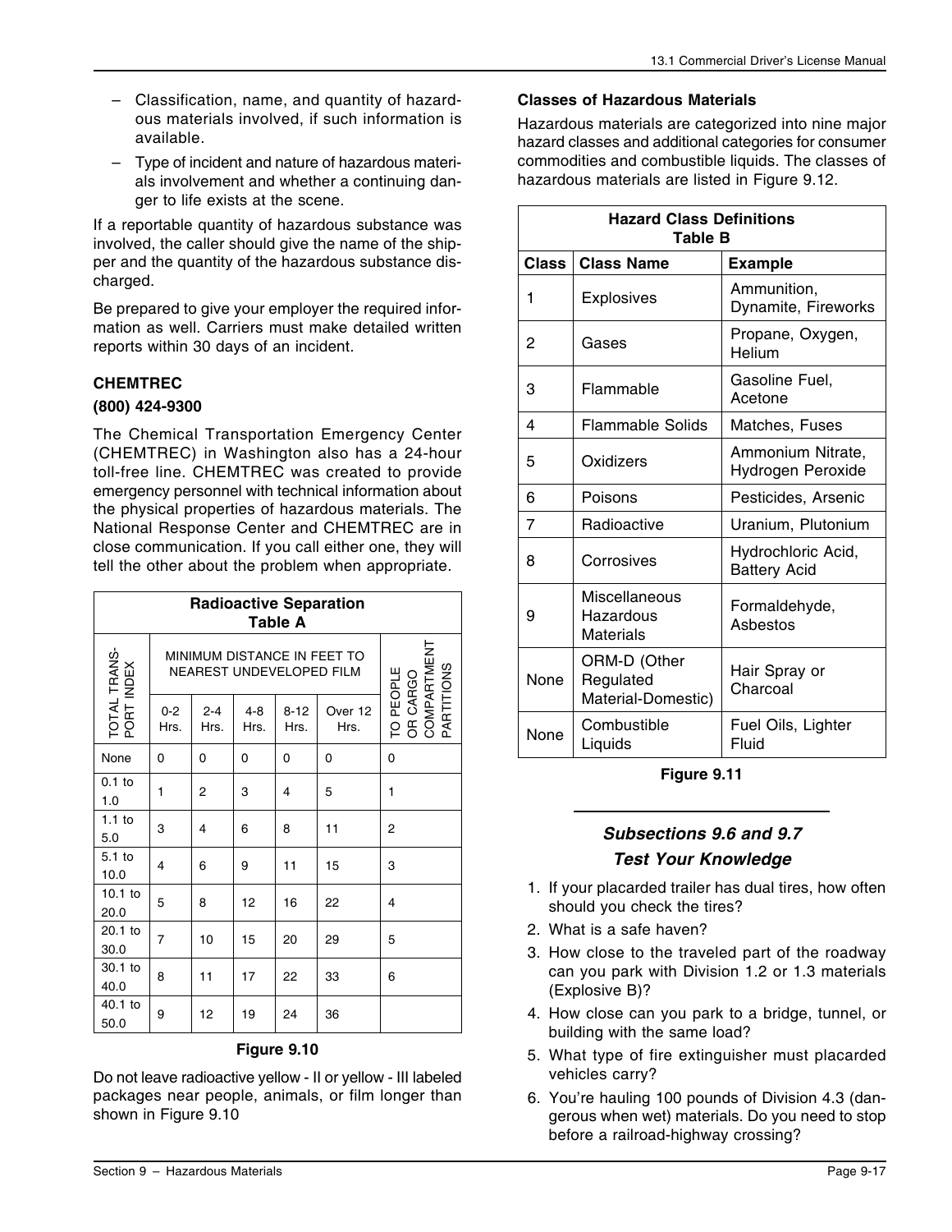- Classification, name, and quantity of hazardous materials involved, if such information is available.
- Type of incident and nature of hazardous materials involvement and whether a continuing danger to life exists at the scene.

If a reportable quantity of hazardous substance was involved, the caller should give the name of the shipper and the quantity of the hazardous substance discharged.

Be prepared to give your employer the required information as well. Carriers must make detailed written reports within 30 days of an incident.

### CHEMTREC

#### (800) 424-9300

The Chemical Transportation Emergency Center (CHEMTREC) in Washington also has a 24-hour toll-free line. CHEMTREC was created to provide emergency personnel with technical information about the physical properties of hazardous materials. The National Response Center and CHEMTREC are in close communication. If you call either one, they will tell the other about the problem when appropriate.

**Radioactive Separation Table A**

| TOTAL TRANSPORT INDEX | MINIMUM DISTANCE IN FEET TO NEAREST UNDEVELOPED FILM | | | | | TO PEOPLE OR CARGO COMPARTMENT PARTITIONS |
|---|---|---|---|---|---|---|
| | 0-2 Hrs. | 2-4 Hrs. | 4-8 Hrs. | 8-12 Hrs. | Over 12 Hrs. | |
| None | 0 | 0 | 0 | 0 | 0 | 0 |
| 0.1 to 1.0 | 1 | 2 | 3 | 4 | 5 | 1 |
| 1.1 to 5.0 | 3 | 4 | 6 | 8 | 11 | 2 |
| 5.1 to 10.0 | 4 | 6 | 9 | 11 | 15 | 3 |
| 10.1 to 20.0 | 5 | 8 | 12 | 16 | 22 | 4 |
| 20.1 to 30.0 | 7 | 10 | 15 | 20 | 29 | 5 |
| 30.1 to 40.0 | 8 | 11 | 17 | 22 | 33 | 6 |
| 40.1 to 50.0 | 9 | 12 | 19 | 24 | 36 | |

**Figure 9.10**

Do not leave radioactive yellow - II or yellow - III labeled packages near people, animals, or film longer than shown in Figure 9.10

### Classes of Hazardous Materials

Hazardous materials are categorized into nine major hazard classes and additional categories for consumer commodities and combustible liquids. The classes of hazardous materials are listed in Figure 9.12.

**Hazard Class Definitions Table B**

| Class | Class Name | Example |
|---|---|---|
| 1 | Explosives | Ammunition, Dynamite, Fireworks |
| 2 | Gases | Propane, Oxygen, Helium |
| 3 | Flammable | Gasoline Fuel, Acetone |
| 4 | Flammable Solids | Matches, Fuses |
| 5 | Oxidizers | Ammonium Nitrate, Hydrogen Peroxide |
| 6 | Poisons | Pesticides, Arsenic |
| 7 | Radioactive | Uranium, Plutonium |
| 8 | Corrosives | Hydrochloric Acid, Battery Acid |
| 9 | Miscellaneous Hazardous Materials | Formaldehyde, Asbestos |
| None | ORM-D (Other Regulated Material-Domestic) | Hair Spray or Charcoal |
| None | Combustible Liquids | Fuel Oils, Lighter Fluid |

**Figure 9.11**

---

## *Subsections 9.6 and 9.7 Test Your Knowledge*

1. If your placarded trailer has dual tires, how often should you check the tires?
2. What is a safe haven?
3. How close to the traveled part of the roadway can you park with Division 1.2 or 1.3 materials (Explosive B)?
4. How close can you park to a bridge, tunnel, or building with the same load?
5. What type of fire extinguisher must placarded vehicles carry?
6. You're hauling 100 pounds of Division 4.3 (dangerous when wet) materials. Do you need to stop before a railroad-highway crossing?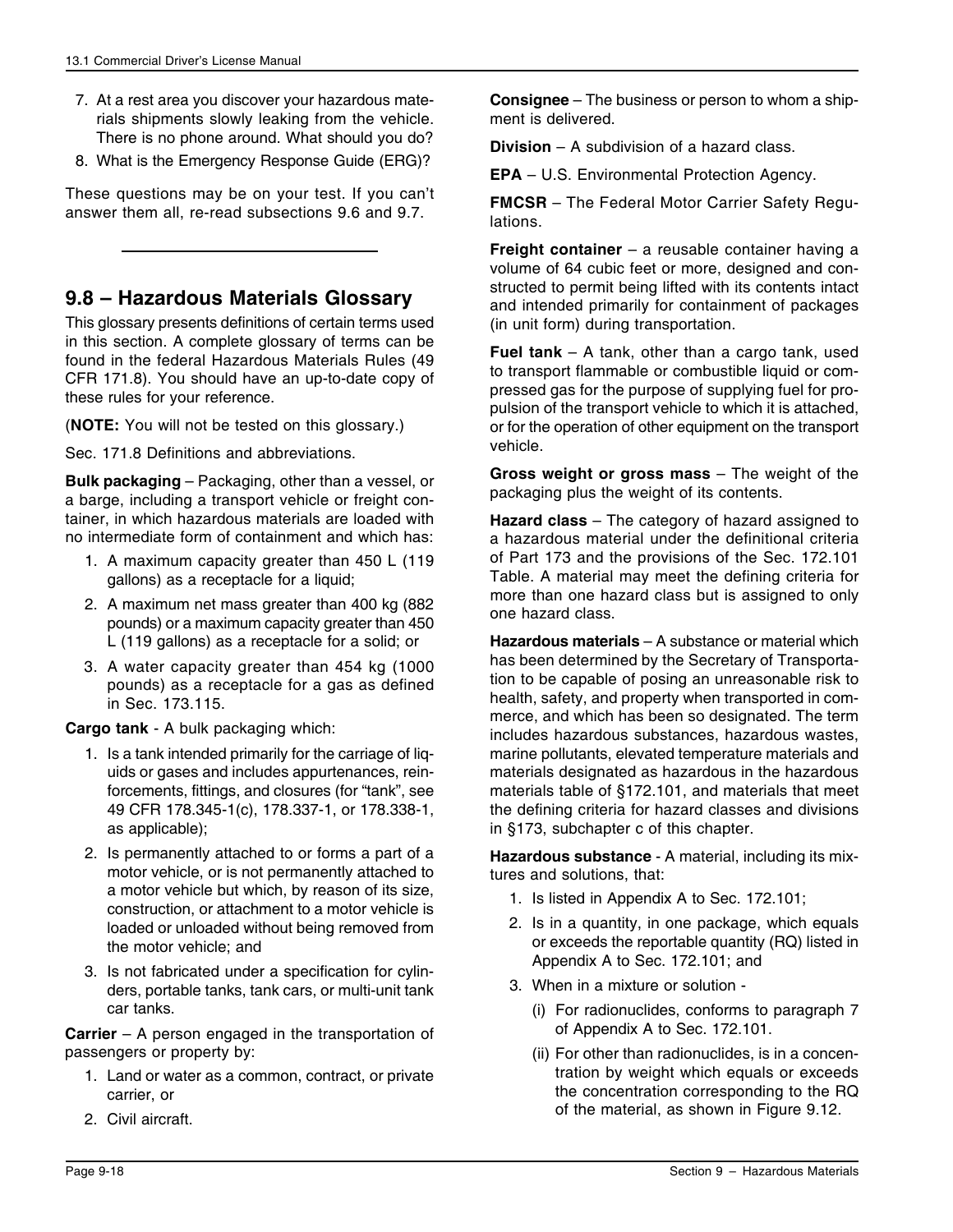7. At a rest area you discover your hazardous materials shipments slowly leaking from the vehicle. There is no phone around. What should you do?
8. What is the Emergency Response Guide (ERG)?

These questions may be on your test. If you can't answer them all, re-read subsections 9.6 and 9.7.

## 9.8 – Hazardous Materials Glossary

This glossary presents definitions of certain terms used in this section. A complete glossary of terms can be found in the federal Hazardous Materials Rules (49 CFR 171.8). You should have an up-to-date copy of these rules for your reference.

(**NOTE:** You will not be tested on this glossary.)

Sec. 171.8 Definitions and abbreviations.

**Bulk packaging** – Packaging, other than a vessel, or a barge, including a transport vehicle or freight container, in which hazardous materials are loaded with no intermediate form of containment and which has:

1. A maximum capacity greater than 450 L (119 gallons) as a receptacle for a liquid;
2. A maximum net mass greater than 400 kg (882 pounds) or a maximum capacity greater than 450 L (119 gallons) as a receptacle for a solid; or
3. A water capacity greater than 454 kg (1000 pounds) as a receptacle for a gas as defined in Sec. 173.115.

**Cargo tank** - A bulk packaging which:

1. Is a tank intended primarily for the carriage of liquids or gases and includes appurtenances, reinforcements, fittings, and closures (for "tank", see 49 CFR 178.345-1(c), 178.337-1, or 178.338-1, as applicable);
2. Is permanently attached to or forms a part of a motor vehicle, or is not permanently attached to a motor vehicle but which, by reason of its size, construction, or attachment to a motor vehicle is loaded or unloaded without being removed from the motor vehicle; and
3. Is not fabricated under a specification for cylinders, portable tanks, tank cars, or multi-unit tank car tanks.

**Carrier** – A person engaged in the transportation of passengers or property by:

1. Land or water as a common, contract, or private carrier, or
2. Civil aircraft.

**Consignee** – The business or person to whom a shipment is delivered.

**Division** – A subdivision of a hazard class.

**EPA** – U.S. Environmental Protection Agency.

**FMCSR** – The Federal Motor Carrier Safety Regulations.

**Freight container** – a reusable container having a volume of 64 cubic feet or more, designed and constructed to permit being lifted with its contents intact and intended primarily for containment of packages (in unit form) during transportation.

**Fuel tank** – A tank, other than a cargo tank, used to transport flammable or combustible liquid or compressed gas for the purpose of supplying fuel for propulsion of the transport vehicle to which it is attached, or for the operation of other equipment on the transport vehicle.

**Gross weight or gross mass** – The weight of the packaging plus the weight of its contents.

**Hazard class** – The category of hazard assigned to a hazardous material under the definitional criteria of Part 173 and the provisions of the Sec. 172.101 Table. A material may meet the defining criteria for more than one hazard class but is assigned to only one hazard class.

**Hazardous materials** – A substance or material which has been determined by the Secretary of Transportation to be capable of posing an unreasonable risk to health, safety, and property when transported in commerce, and which has been so designated. The term includes hazardous substances, hazardous wastes, marine pollutants, elevated temperature materials and materials designated as hazardous in the hazardous materials table of §172.101, and materials that meet the defining criteria for hazard classes and divisions in §173, subchapter c of this chapter.

**Hazardous substance** - A material, including its mixtures and solutions, that:

1. Is listed in Appendix A to Sec. 172.101;
2. Is in a quantity, in one package, which equals or exceeds the reportable quantity (RQ) listed in Appendix A to Sec. 172.101; and
3. When in a mixture or solution -
   - (i) For radionuclides, conforms to paragraph 7 of Appendix A to Sec. 172.101.
   - (ii) For other than radionuclides, is in a concentration by weight which equals or exceeds the concentration corresponding to the RQ of the material, as shown in Figure 9.12.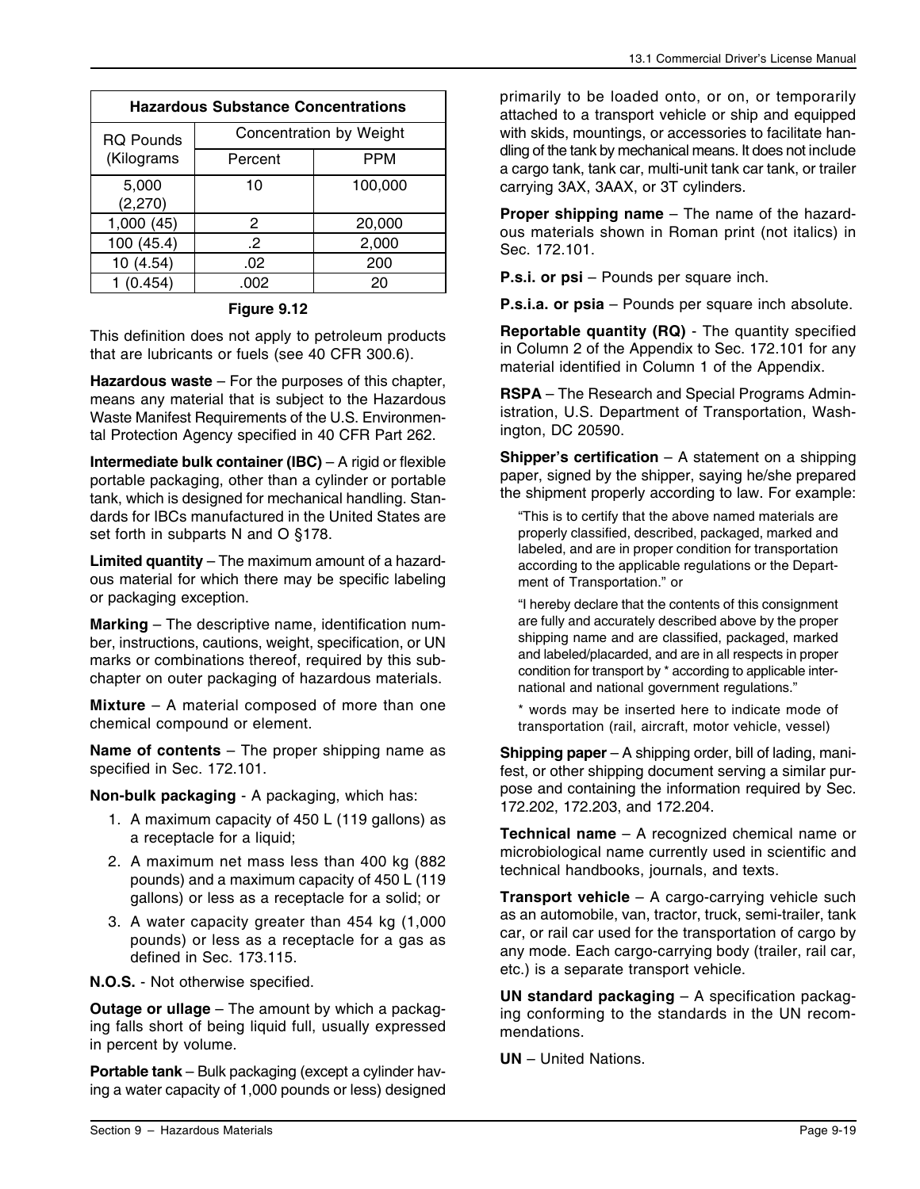| Hazardous Substance Concentrations | | |
|---|---|---|
| RQ Pounds (Kilograms | Concentration by Weight | |
| | Percent | PPM |
| 5,000 (2,270) | 10 | 100,000 |
| 1,000 (45) | 2 | 20,000 |
| 100 (45.4) | .2 | 2,000 |
| 10 (4.54) | .02 | 200 |
| 1 (0.454) | .002 | 20 |

**Figure 9.12**

This definition does not apply to petroleum products that are lubricants or fuels (see 40 CFR 300.6).

**Hazardous waste** – For the purposes of this chapter, means any material that is subject to the Hazardous Waste Manifest Requirements of the U.S. Environmental Protection Agency specified in 40 CFR Part 262.

**Intermediate bulk container (IBC)** – A rigid or flexible portable packaging, other than a cylinder or portable tank, which is designed for mechanical handling. Standards for IBCs manufactured in the United States are set forth in subparts N and O §178.

**Limited quantity** – The maximum amount of a hazardous material for which there may be specific labeling or packaging exception.

**Marking** – The descriptive name, identification number, instructions, cautions, weight, specification, or UN marks or combinations thereof, required by this subchapter on outer packaging of hazardous materials.

**Mixture** – A material composed of more than one chemical compound or element.

**Name of contents** – The proper shipping name as specified in Sec. 172.101.

**Non-bulk packaging** - A packaging, which has:

1. A maximum capacity of 450 L (119 gallons) as a receptacle for a liquid;
2. A maximum net mass less than 400 kg (882 pounds) and a maximum capacity of 450 L (119 gallons) or less as a receptacle for a solid; or
3. A water capacity greater than 454 kg (1,000 pounds) or less as a receptacle for a gas as defined in Sec. 173.115.

**N.O.S.** - Not otherwise specified.

**Outage or ullage** – The amount by which a packaging falls short of being liquid full, usually expressed in percent by volume.

**Portable tank** – Bulk packaging (except a cylinder having a water capacity of 1,000 pounds or less) designed primarily to be loaded onto, or on, or temporarily attached to a transport vehicle or ship and equipped with skids, mountings, or accessories to facilitate handling of the tank by mechanical means. It does not include a cargo tank, tank car, multi-unit tank car tank, or trailer carrying 3AX, 3AAX, or 3T cylinders.

**Proper shipping name** – The name of the hazardous materials shown in Roman print (not italics) in Sec. 172.101.

**P.s.i. or psi** – Pounds per square inch.

**P.s.i.a. or psia** – Pounds per square inch absolute.

**Reportable quantity (RQ)** - The quantity specified in Column 2 of the Appendix to Sec. 172.101 for any material identified in Column 1 of the Appendix.

**RSPA** – The Research and Special Programs Administration, U.S. Department of Transportation, Washington, DC 20590.

**Shipper's certification** – A statement on a shipping paper, signed by the shipper, saying he/she prepared the shipment properly according to law. For example:

> "This is to certify that the above named materials are properly classified, described, packaged, marked and labeled, and are in proper condition for transportation according to the applicable regulations or the Department of Transportation." or
>
> "I hereby declare that the contents of this consignment are fully and accurately described above by the proper shipping name and are classified, packaged, marked and labeled/placarded, and are in all respects in proper condition for transport by * according to applicable international and national government regulations."
>
> * words may be inserted here to indicate mode of transportation (rail, aircraft, motor vehicle, vessel)

**Shipping paper** – A shipping order, bill of lading, manifest, or other shipping document serving a similar purpose and containing the information required by Sec. 172.202, 172.203, and 172.204.

**Technical name** – A recognized chemical name or microbiological name currently used in scientific and technical handbooks, journals, and texts.

**Transport vehicle** – A cargo-carrying vehicle such as an automobile, van, tractor, truck, semi-trailer, tank car, or rail car used for the transportation of cargo by any mode. Each cargo-carrying body (trailer, rail car, etc.) is a separate transport vehicle.

**UN standard packaging** – A specification packaging conforming to the standards in the UN recommendations.

**UN** – United Nations.